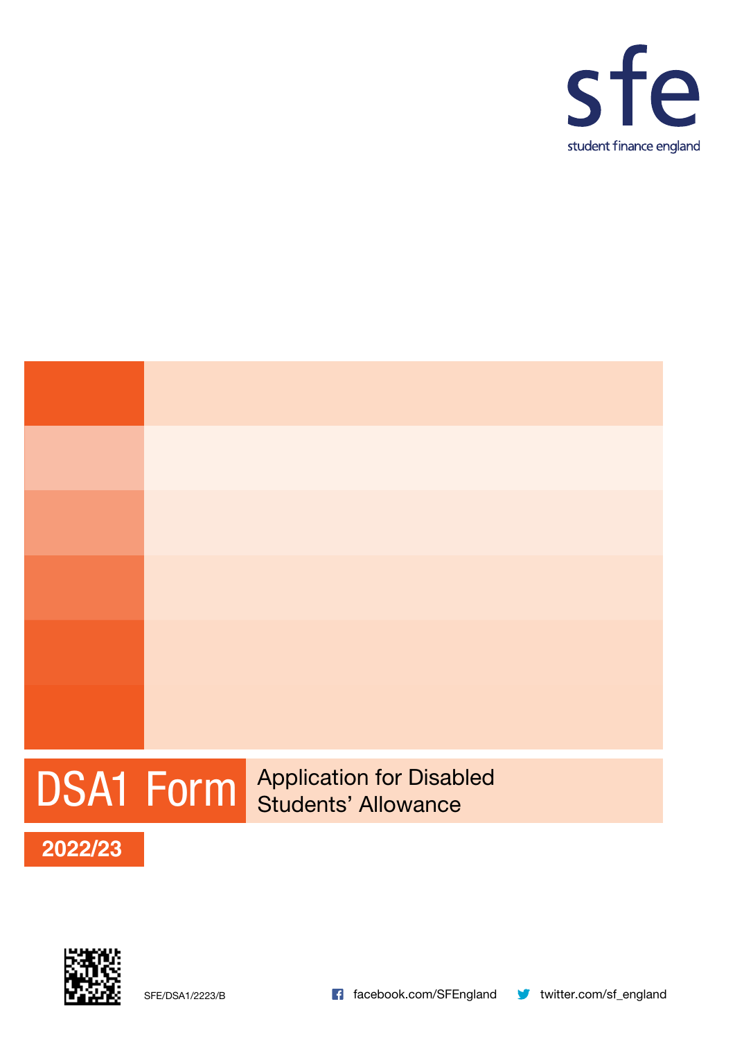sfe

student finance england

# DSA1 Form

Application for Disabled Students' Allowance

**2022/23**

SFE/DSA1/2223/B

facebook.com/SFEngland

twitter.com/sf_england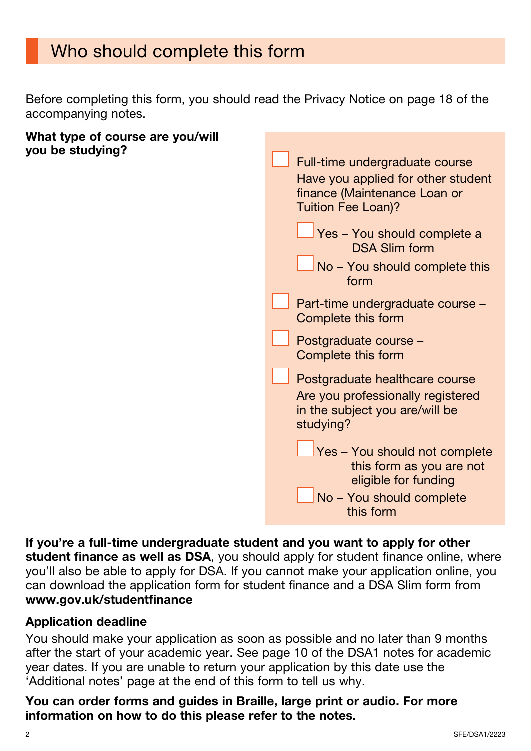## Who should complete this form

Before completing this form, you should read the Privacy Notice on page 18 of the accompanying notes.

**What type of course are you/will you be studying?**

- [ ] Full-time undergraduate course
  Have you applied for other student finance (Maintenance Loan or Tuition Fee Loan)?
  - [ ] Yes – You should complete a DSA Slim form
  - [ ] No – You should complete this form
- [ ] Part-time undergraduate course – Complete this form
- [ ] Postgraduate course – Complete this form
- [ ] Postgraduate healthcare course
  Are you professionally registered in the subject you are/will be studying?
  - [ ] Yes – You should not complete this form as you are not eligible for funding
  - [ ] No – You should complete this form

**If you're a full-time undergraduate student and you want to apply for other student finance as well as DSA**, you should apply for student finance online, where you'll also be able to apply for DSA. If you cannot make your application online, you can download the application form for student finance and a DSA Slim form from **www.gov.uk/studentfinance**

**Application deadline**

You should make your application as soon as possible and no later than 9 months after the start of your academic year. See page 10 of the DSA1 notes for academic year dates. If you are unable to return your application by this date use the 'Additional notes' page at the end of this form to tell us why.

**You can order forms and guides in Braille, large print or audio. For more information on how to do this please refer to the notes.**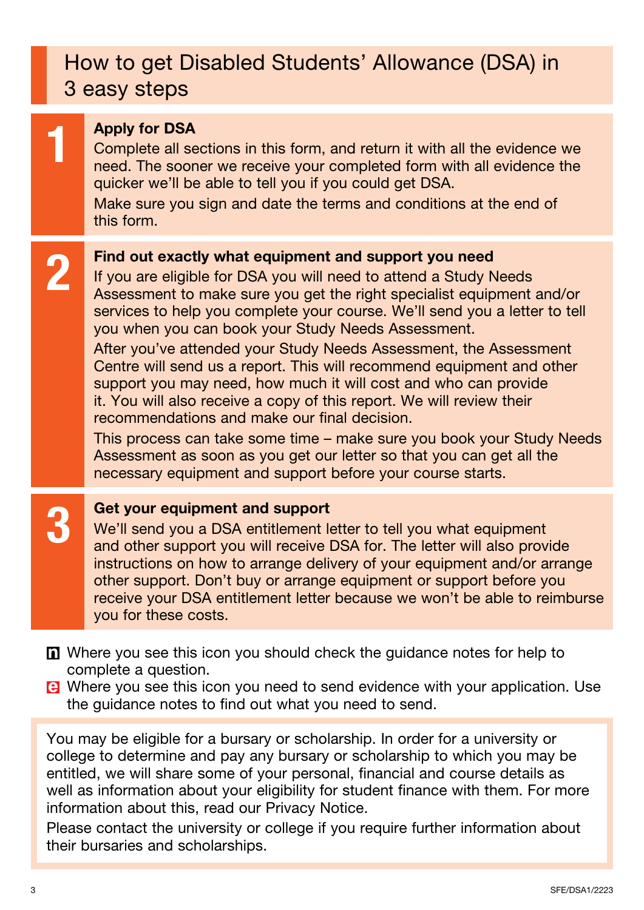# How to get Disabled Students' Allowance (DSA) in 3 easy steps

## 1 Apply for DSA

Complete all sections in this form, and return it with all the evidence we need. The sooner we receive your completed form with all evidence the quicker we'll be able to tell you if you could get DSA.

Make sure you sign and date the terms and conditions at the end of this form.

## 2 Find out exactly what equipment and support you need

If you are eligible for DSA you will need to attend a Study Needs Assessment to make sure you get the right specialist equipment and/or services to help you complete your course. We'll send you a letter to tell you when you can book your Study Needs Assessment.

After you've attended your Study Needs Assessment, the Assessment Centre will send us a report. This will recommend equipment and other support you may need, how much it will cost and who can provide it. You will also receive a copy of this report. We will review their recommendations and make our final decision.

This process can take some time – make sure you book your Study Needs Assessment as soon as you get our letter so that you can get all the necessary equipment and support before your course starts.

## 3 Get your equipment and support

We'll send you a DSA entitlement letter to tell you what equipment and other support you will receive DSA for. The letter will also provide instructions on how to arrange delivery of your equipment and/or arrange other support. Don't buy or arrange equipment or support before you receive your DSA entitlement letter because we won't be able to reimburse you for these costs.

**n** Where you see this icon you should check the guidance notes for help to complete a question.

**e** Where you see this icon you need to send evidence with your application. Use the guidance notes to find out what you need to send.

You may be eligible for a bursary or scholarship. In order for a university or college to determine and pay any bursary or scholarship to which you may be entitled, we will share some of your personal, financial and course details as well as information about your eligibility for student finance with them. For more information about this, read our Privacy Notice.

Please contact the university or college if you require further information about their bursaries and scholarships.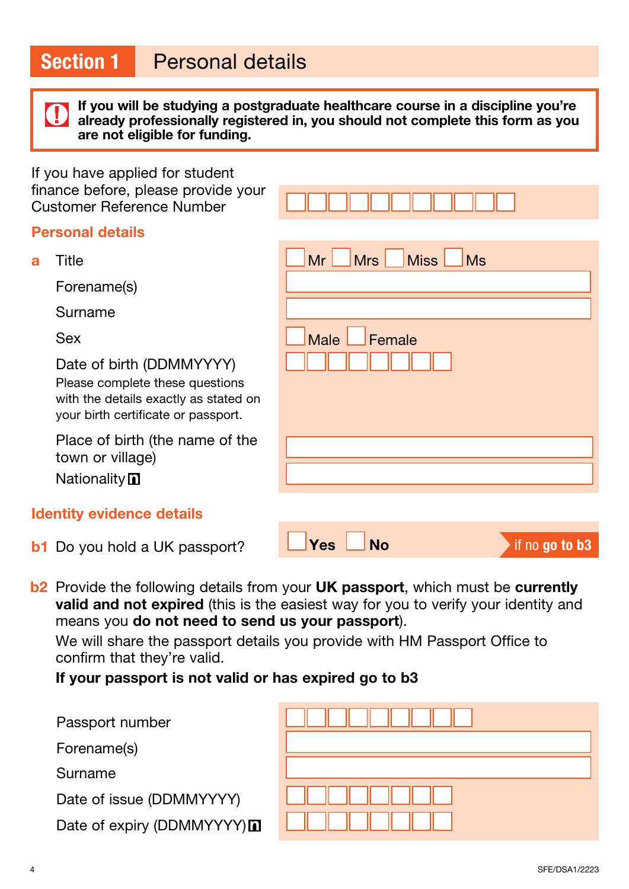# Section 1 Personal details

**If you will be studying a postgraduate healthcare course in a discipline you're already professionally registered in, you should not complete this form as you are not eligible for funding.**

If you have applied for student finance before, please provide your Customer Reference Number

## Personal details

**a** Title — Mr / Mrs / Miss / Ms

Forename(s)

Surname

Sex — Male / Female

Date of birth (DDMMYYYY)

Please complete these questions with the details exactly as stated on your birth certificate or passport.

Place of birth (the name of the town or village)

Nationality

## Identity evidence details

**b1** Do you hold a UK passport? — Yes / No — if no **go to b3**

**b2** Provide the following details from your **UK passport**, which must be **currently valid and not expired** (this is the easiest way for you to verify your identity and means you **do not need to send us your passport**).

We will share the passport details you provide with HM Passport Office to confirm that they're valid.

**If your passport is not valid or has expired go to b3**

Passport number

Forename(s)

Surname

Date of issue (DDMMYYYY)

Date of expiry (DDMMYYYY)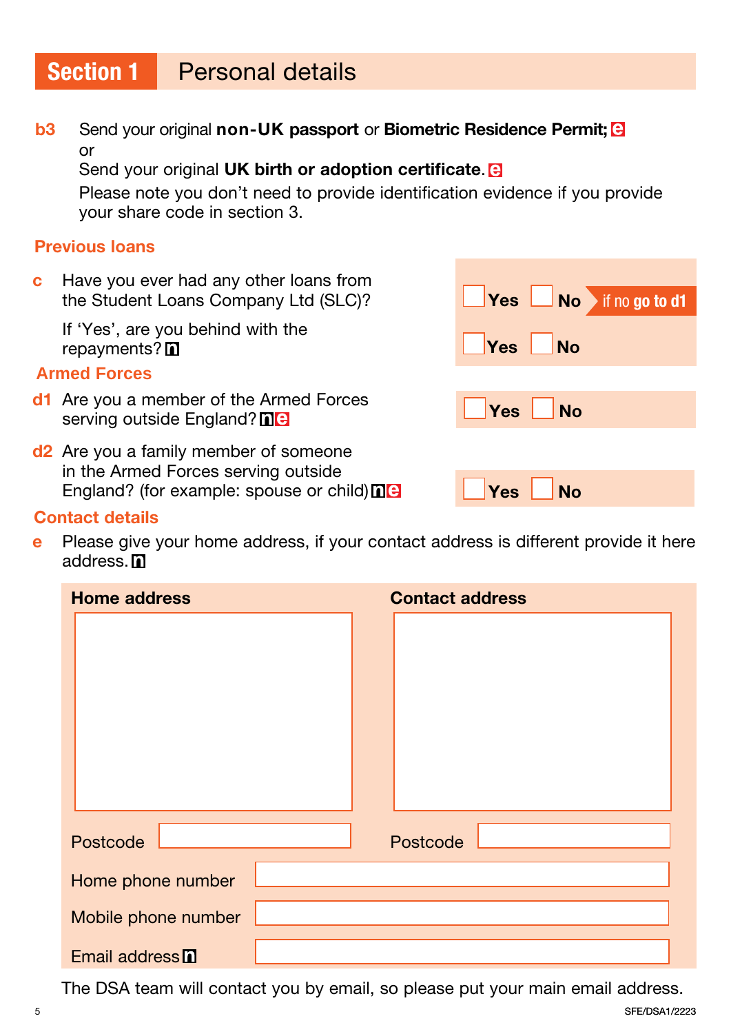## Section 1 Personal details

**b3** Send your original **non-UK passport** or **Biometric Residence Permit;** e
or
Send your original **UK birth or adoption certificate.** e
Please note you don't need to provide identification evidence if you provide your share code in section 3.

### Previous loans

**c** Have you ever had any other loans from the Student Loans Company Ltd (SLC)?

☐ Yes ☐ No — if no go to d1

If 'Yes', are you behind with the repayments? n

☐ Yes ☐ No

### Armed Forces

**d1** Are you a member of the Armed Forces serving outside England? n e

☐ Yes ☐ No

**d2** Are you a family member of someone in the Armed Forces serving outside England? (for example: spouse or child) n e

☐ Yes ☐ No

### Contact details

**e** Please give your home address, if your contact address is different provide it here address. n

| Home address | Contact address |
|---|---|
| | |
| Postcode | Postcode |

Home phone number

Mobile phone number

Email address n

The DSA team will contact you by email, so please put your main email address.

SFE/DSA1/2223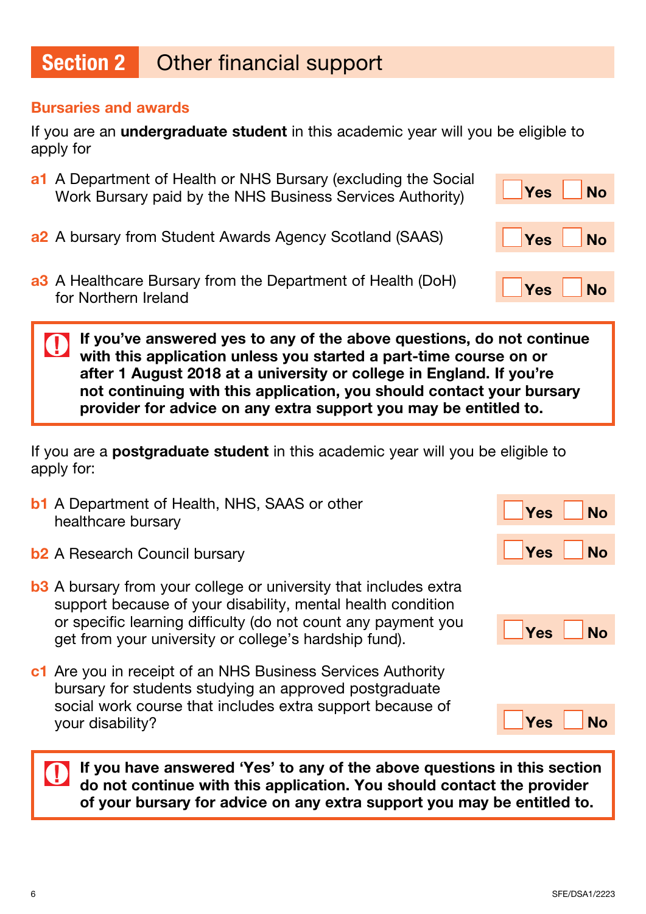# Section 2 Other financial support

## Bursaries and awards

If you are an **undergraduate student** in this academic year will you be eligible to apply for

**a1** A Department of Health or NHS Bursary (excluding the Social Work Bursary paid by the NHS Business Services Authority) ☐ Yes ☐ No

**a2** A bursary from Student Awards Agency Scotland (SAAS) ☐ Yes ☐ No

**a3** A Healthcare Bursary from the Department of Health (DoH) for Northern Ireland ☐ Yes ☐ No

> **If you've answered yes to any of the above questions, do not continue with this application unless you started a part-time course on or after 1 August 2018 at a university or college in England. If you're not continuing with this application, you should contact your bursary provider for advice on any extra support you may be entitled to.**

If you are a **postgraduate student** in this academic year will you be eligible to apply for:

**b1** A Department of Health, NHS, SAAS or other healthcare bursary ☐ Yes ☐ No

**b2** A Research Council bursary ☐ Yes ☐ No

**b3** A bursary from your college or university that includes extra support because of your disability, mental health condition or specific learning difficulty (do not count any payment you get from your university or college's hardship fund). ☐ Yes ☐ No

**c1** Are you in receipt of an NHS Business Services Authority bursary for students studying an approved postgraduate social work course that includes extra support because of your disability? ☐ Yes ☐ No

> **If you have answered 'Yes' to any of the above questions in this section do not continue with this application. You should contact the provider of your bursary for advice on any extra support you may be entitled to.**

SFE/DSA1/2223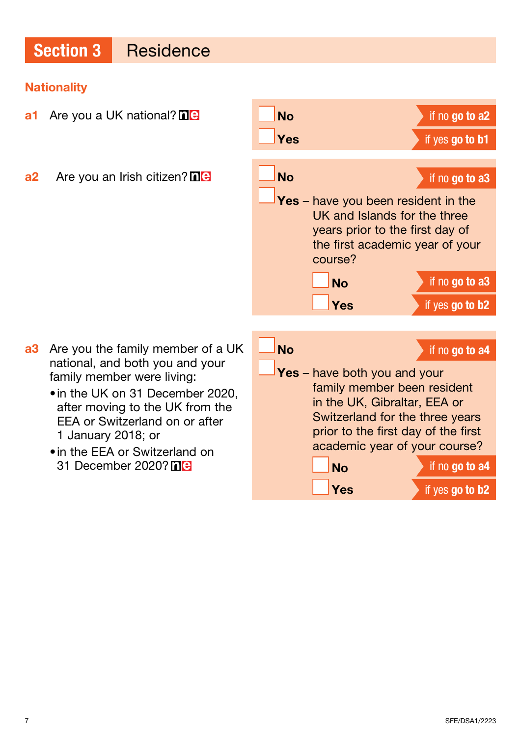## Section 3 Residence

### Nationality

**a1** Are you a UK national? ne

- ☐ **No** — if no **go to a2**
- ☐ **Yes** — if yes **go to b1**

**a2** Are you an Irish citizen? ne

- ☐ **No** — if no **go to a3**
- ☐ **Yes** – have you been resident in the UK and Islands for the three years prior to the first day of the first academic year of your course?
  - ☐ **No** — if no **go to a3**
  - ☐ **Yes** — if yes **go to b2**

**a3** Are you the family member of a UK national, and both you and your family member were living:

- in the UK on 31 December 2020, after moving to the UK from the EEA or Switzerland on or after 1 January 2018; or
- in the EEA or Switzerland on 31 December 2020? ne

- ☐ **No** — if no **go to a4**
- ☐ **Yes** – have both you and your family member been resident in the UK, Gibraltar, EEA or Switzerland for the three years prior to the first day of the first academic year of your course?
  - ☐ **No** — if no **go to a4**
  - ☐ **Yes** — if yes **go to b2**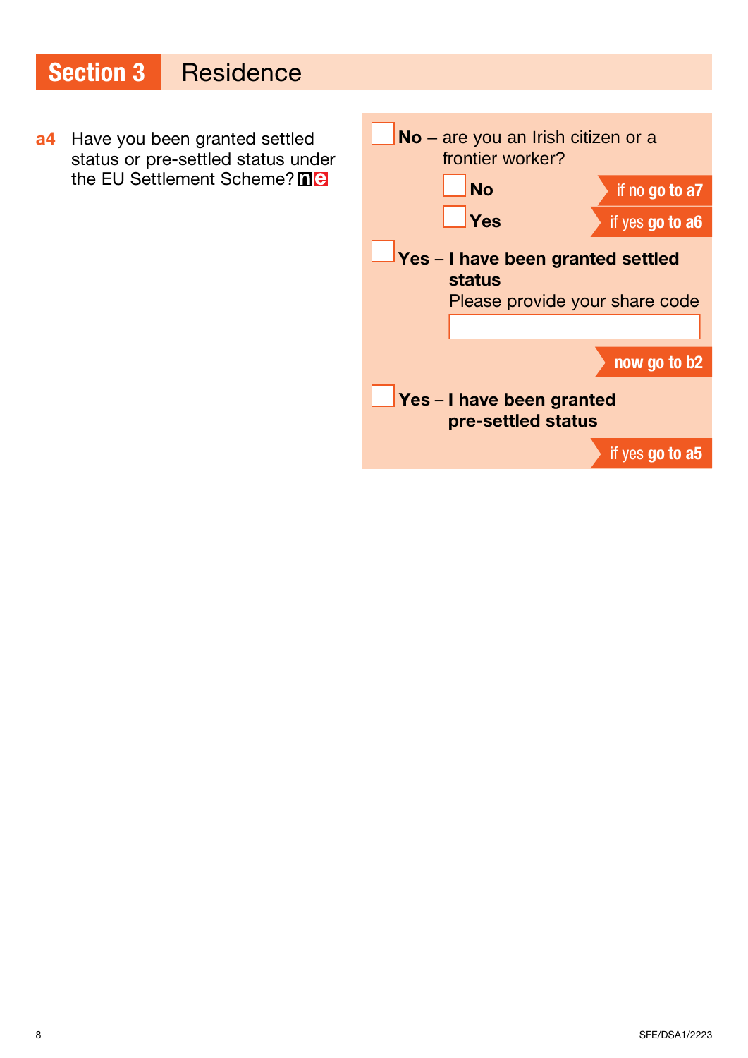## Section 3 Residence

**a4** Have you been granted settled status or pre-settled status under the EU Settlement Scheme? **ne**

- ☐ **No** – are you an Irish citizen or a frontier worker?
  - ☐ **No** — if no **go to a7**
  - ☐ **Yes** — if yes **go to a6**
- ☐ **Yes – I have been granted settled status**
  Please provide your share code
  \_\_\_\_\_\_\_\_\_\_\_\_\_\_\_\_\_\_\_\_
  **now go to b2**
- ☐ **Yes – I have been granted pre-settled status**
  if yes **go to a5**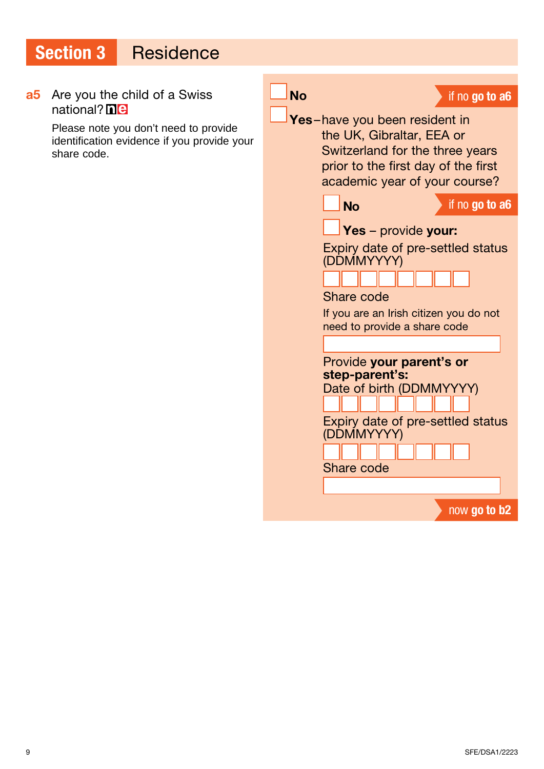## Section 3 Residence

**a5** Are you the child of a Swiss national? **ne**

Please note you don't need to provide identification evidence if you provide your share code.

☐ **No** — if no **go to a6**

☐ **Yes** – have you been resident in the UK, Gibraltar, EEA or Switzerland for the three years prior to the first day of the first academic year of your course?

- ☐ **No** — if no **go to a6**
- ☐ **Yes** – provide **your:**

  Expiry date of pre-settled status (DDMMYYYY)

  ☐☐☐☐☐☐☐☐

  Share code

  If you are an Irish citizen you do not need to provide a share code

  ________________________

  Provide **your parent's or step-parent's:**

  Date of birth (DDMMYYYY)

  ☐☐☐☐☐☐☐☐

  Expiry date of pre-settled status (DDMMYYYY)

  ☐☐☐☐☐☐☐☐

  Share code

  ________________________

now **go to b2**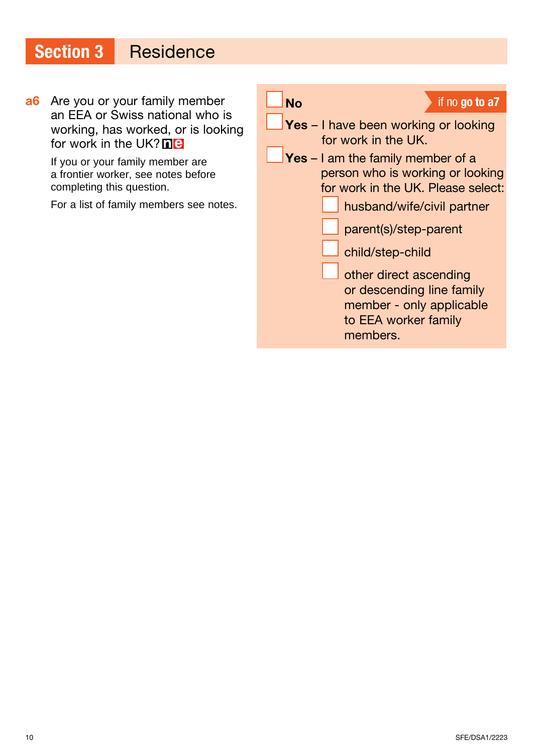## Section 3 Residence

**a6** Are you or your family member an EEA or Swiss national who is working, has worked, or is looking for work in the UK? **ne**

If you or your family member are a frontier worker, see notes before completing this question.

For a list of family members see notes.

- ☐ **No** — if no **go to a7**
- ☐ **Yes** – I have been working or looking for work in the UK.
- ☐ **Yes** – I am the family member of a person who is working or looking for work in the UK. Please select:
  - ☐ husband/wife/civil partner
  - ☐ parent(s)/step-parent
  - ☐ child/step-child
  - ☐ other direct ascending or descending line family member - only applicable to EEA worker family members.

SFE/DSA1/2223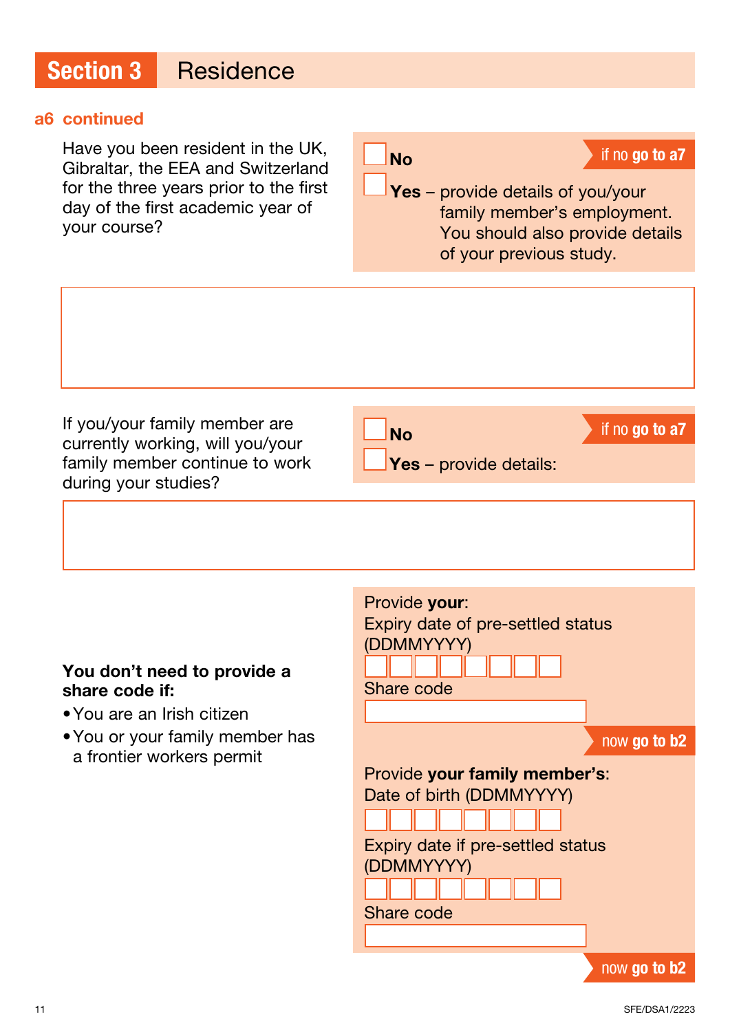## Section 3 Residence

**a6 continued**

Have you been resident in the UK, Gibraltar, the EEA and Switzerland for the three years prior to the first day of the first academic year of your course?

☐ **No** — if no **go to a7**

☐ **Yes** – provide details of you/your family member's employment. You should also provide details of your previous study.

If you/your family member are currently working, will you/your family member continue to work during your studies?

☐ **No** — if no **go to a7**

☐ **Yes** – provide details:

**You don't need to provide a share code if:**

- You are an Irish citizen
- You or your family member has a frontier workers permit

Provide **your**:

Expiry date of pre-settled status (DDMMYYYY)

Share code

now **go to b2**

Provide **your family member's**:

Date of birth (DDMMYYYY)

Expiry date if pre-settled status (DDMMYYYY)

Share code

now **go to b2**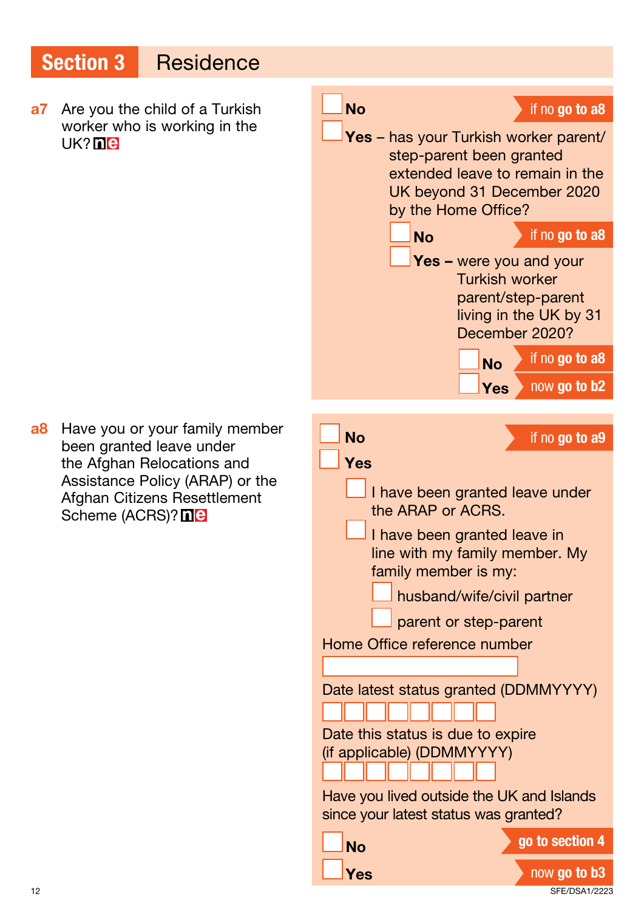# Section 3 Residence

**a7** Are you the child of a Turkish worker who is working in the UK? **ne**

☐ **No** — if no **go to a8**

☐ **Yes** – has your Turkish worker parent/step-parent been granted extended leave to remain in the UK beyond 31 December 2020 by the Home Office?

- ☐ **No** — if no **go to a8**
- ☐ **Yes –** were you and your Turkish worker parent/step-parent living in the UK by 31 December 2020?
  - ☐ **No** — if no **go to a8**
  - ☐ **Yes** — now **go to b2**

**a8** Have you or your family member been granted leave under the Afghan Relocations and Assistance Policy (ARAP) or the Afghan Citizens Resettlement Scheme (ACRS)? **ne**

☐ **No** — if no **go to a9**

☐ **Yes**

- ☐ I have been granted leave under the ARAP or ACRS.
- ☐ I have been granted leave in line with my family member. My family member is my:
  - ☐ husband/wife/civil partner
  - ☐ parent or step-parent

Home Office reference number

☐

Date latest status granted (DDMMYYYY)

☐☐☐☐☐☐☐☐

Date this status is due to expire (if applicable) (DDMMYYYY)

☐☐☐☐☐☐☐☐

Have you lived outside the UK and Islands since your latest status was granted?

☐ **No** — **go to section 4**

☐ **Yes** — now **go to b3**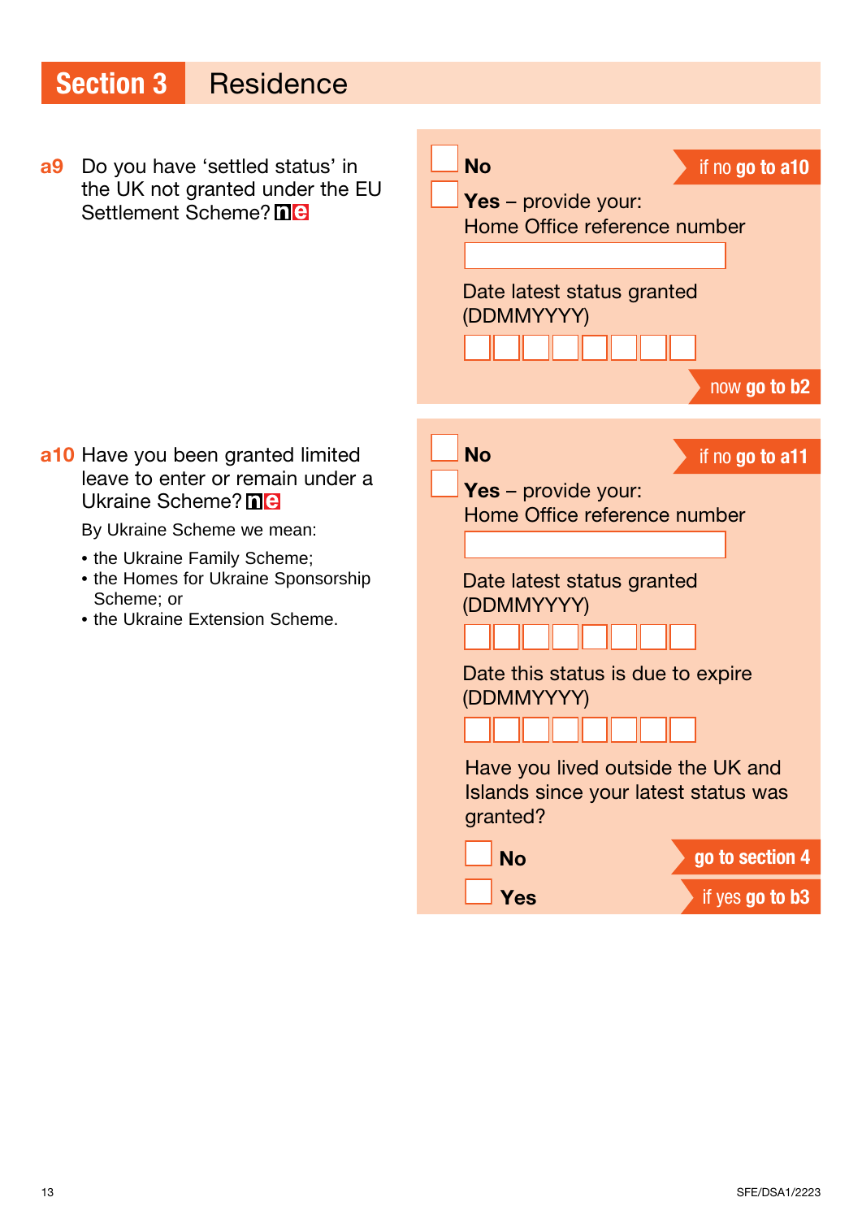# Section 3 Residence

**a9** Do you have 'settled status' in the UK not granted under the EU Settlement Scheme? ne

- [ ] **No** — if no **go to a10**
- [ ] **Yes** – provide your:

  Home Office reference number

  Date latest status granted (DDMMYYYY)

now **go to b2**

**a10** Have you been granted limited leave to enter or remain under a Ukraine Scheme? ne

By Ukraine Scheme we mean:

- the Ukraine Family Scheme;
- the Homes for Ukraine Sponsorship Scheme; or
- the Ukraine Extension Scheme.

- [ ] **No** — if no **go to a11**
- [ ] **Yes** – provide your:

  Home Office reference number

  Date latest status granted (DDMMYYYY)

  Date this status is due to expire (DDMMYYYY)

  Have you lived outside the UK and Islands since your latest status was granted?

  - [ ] **No** — **go to section 4**
  - [ ] **Yes** — if yes **go to b3**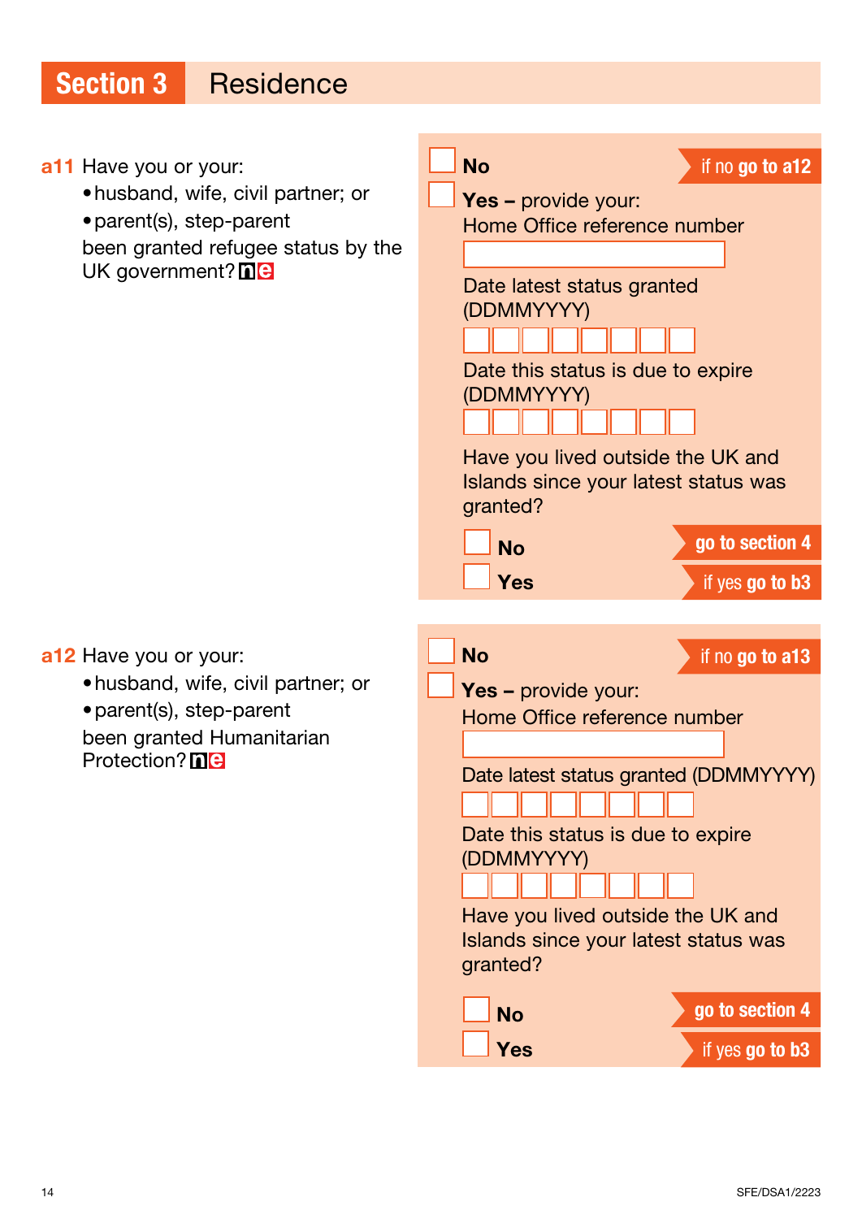## Section 3 Residence

**a11** Have you or your:

- husband, wife, civil partner; or
- parent(s), step-parent

been granted refugee status by the UK government? n e

- No — **if no go to a12**
- **Yes –** provide your:

  Home Office reference number

  Date latest status granted (DDMMYYYY)

  Date this status is due to expire (DDMMYYYY)

  Have you lived outside the UK and Islands since your latest status was granted?

  - **No** — **go to section 4**
  - **Yes** — **if yes go to b3**

**a12** Have you or your:

- husband, wife, civil partner; or
- parent(s), step-parent

been granted Humanitarian Protection? n e

- No — **if no go to a13**
- **Yes –** provide your:

  Home Office reference number

  Date latest status granted (DDMMYYYY)

  Date this status is due to expire (DDMMYYYY)

  Have you lived outside the UK and Islands since your latest status was granted?

  - **No** — **go to section 4**
  - **Yes** — **if yes go to b3**

SFE/DSA1/2223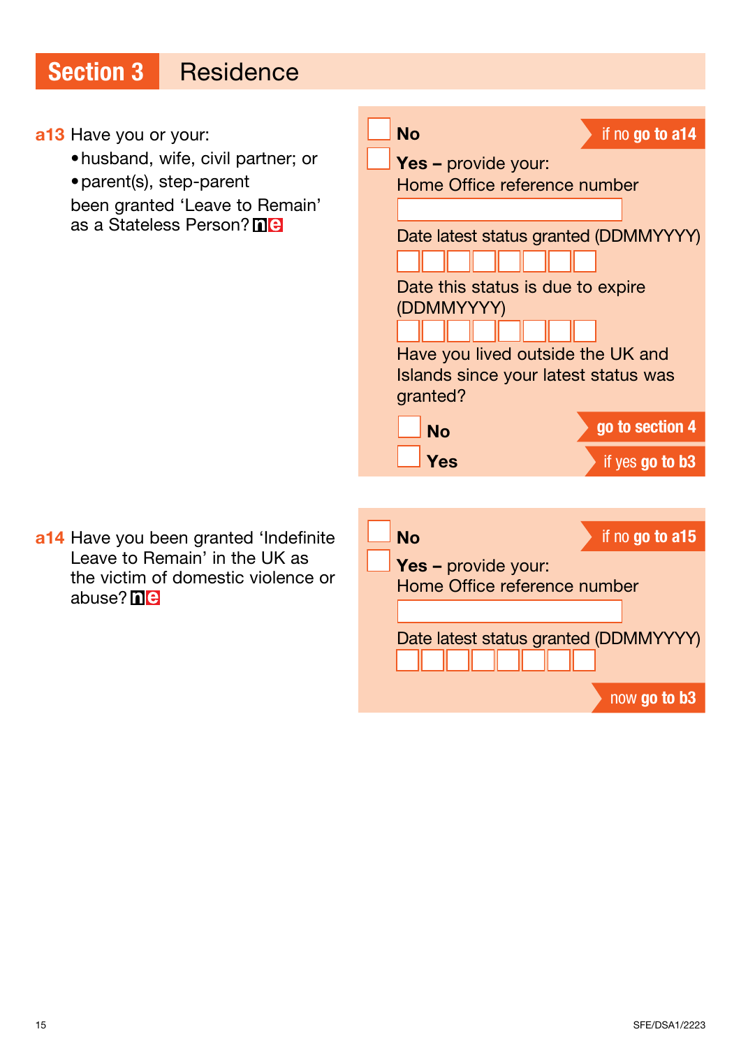## Section 3 Residence

**a13** Have you or your:

- husband, wife, civil partner; or
- parent(s), step-parent

been granted 'Leave to Remain' as a Stateless Person? **ne**

☐ **No** — if no **go to a14**

☐ **Yes –** provide your:

Home Office reference number

Date latest status granted (DDMMYYYY)

Date this status is due to expire (DDMMYYYY)

Have you lived outside the UK and Islands since your latest status was granted?

☐ **No** — **go to section 4**

☐ **Yes** — if yes **go to b3**

**a14** Have you been granted 'Indefinite Leave to Remain' in the UK as the victim of domestic violence or abuse? **ne**

☐ **No** — if no **go to a15**

☐ **Yes –** provide your:

Home Office reference number

Date latest status granted (DDMMYYYY)

now **go to b3**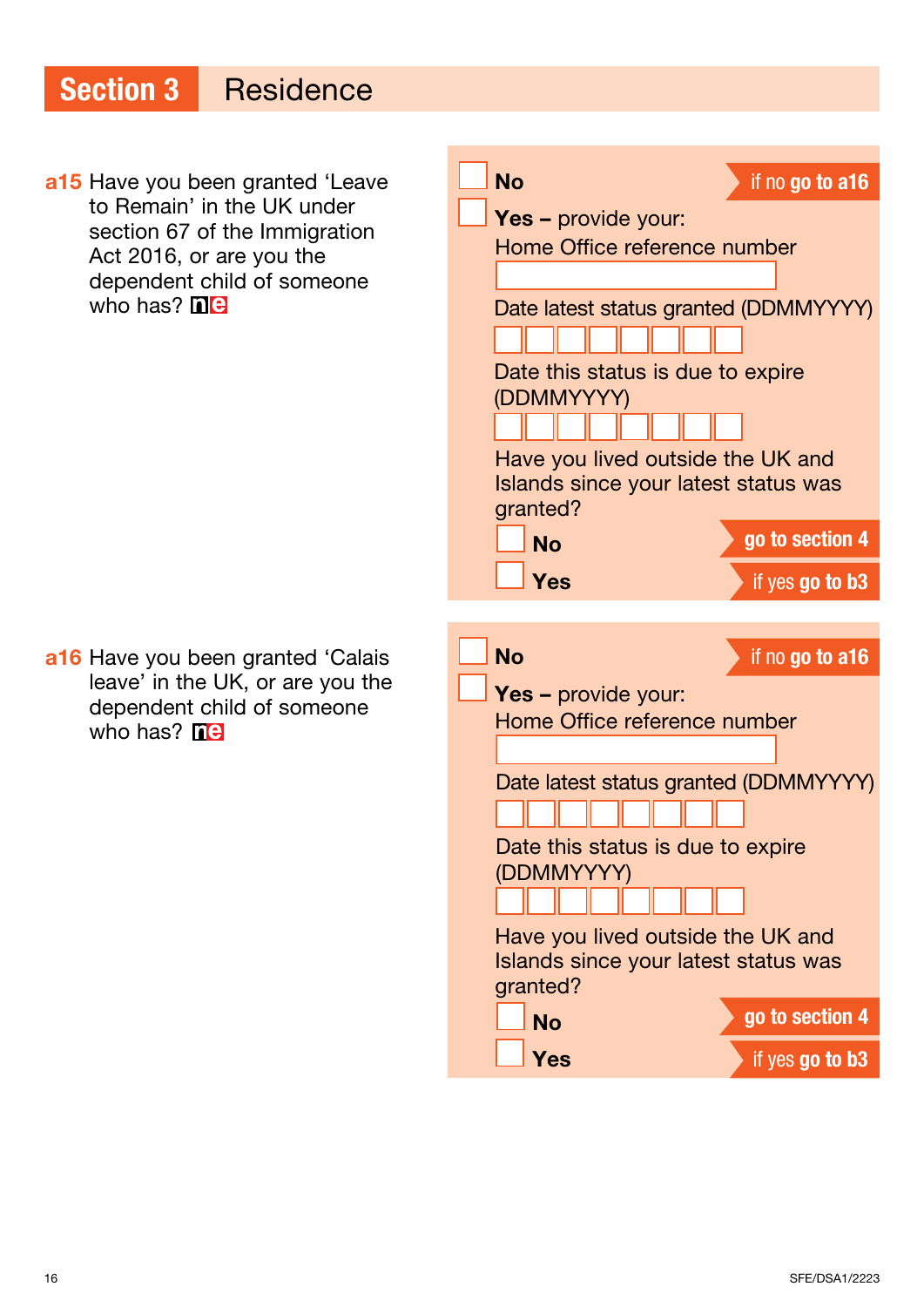## Section 3 Residence

**a15** Have you been granted 'Leave to Remain' in the UK under section 67 of the Immigration Act 2016, or are you the dependent child of someone who has? **ne**

- ☐ **No** — if no **go to a16**
- ☐ **Yes –** provide your:
  - Home Office reference number
  - Date latest status granted (DDMMYYYY)
  - Date this status is due to expire (DDMMYYYY)
  - Have you lived outside the UK and Islands since your latest status was granted?
    - ☐ **No** — **go to section 4**
    - ☐ **Yes** — if yes **go to b3**

**a16** Have you been granted 'Calais leave' in the UK, or are you the dependent child of someone who has? **ne**

- ☐ **No** — if no **go to a16**
- ☐ **Yes –** provide your:
  - Home Office reference number
  - Date latest status granted (DDMMYYYY)
  - Date this status is due to expire (DDMMYYYY)
  - Have you lived outside the UK and Islands since your latest status was granted?
    - ☐ **No** — **go to section 4**
    - ☐ **Yes** — if yes **go to b3**

SFE/DSA1/2223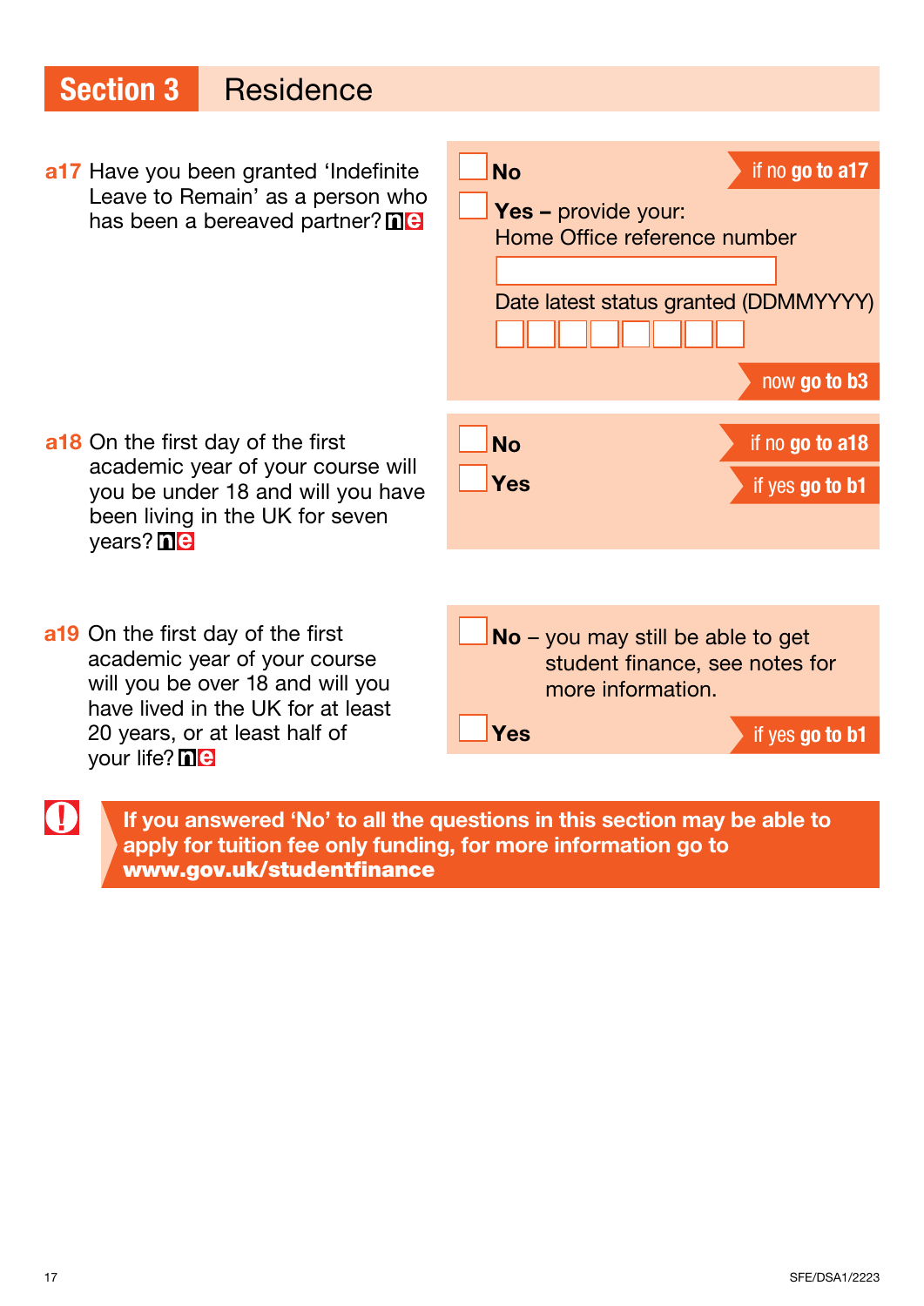## Section 3 Residence

**a17** Have you been granted 'Indefinite Leave to Remain' as a person who has been a bereaved partner? ne

- ☐ **No** — if no **go to a17**
- ☐ **Yes –** provide your:
  - Home Office reference number
  - Date latest status granted (DDMMYYYY)
  - now **go to b3**

**a18** On the first day of the first academic year of your course will you be under 18 and will you have been living in the UK for seven years? ne

- ☐ **No** — if no **go to a18**
- ☐ **Yes** — if yes **go to b1**

**a19** On the first day of the first academic year of your course will you be over 18 and will you have lived in the UK for at least 20 years, or at least half of your life? ne

- ☐ **No** – you may still be able to get student finance, see notes for more information.
- ☐ **Yes** — if yes **go to b1**

**If you answered 'No' to all the questions in this section may be able to apply for tuition fee only funding, for more information go to www.gov.uk/studentfinance**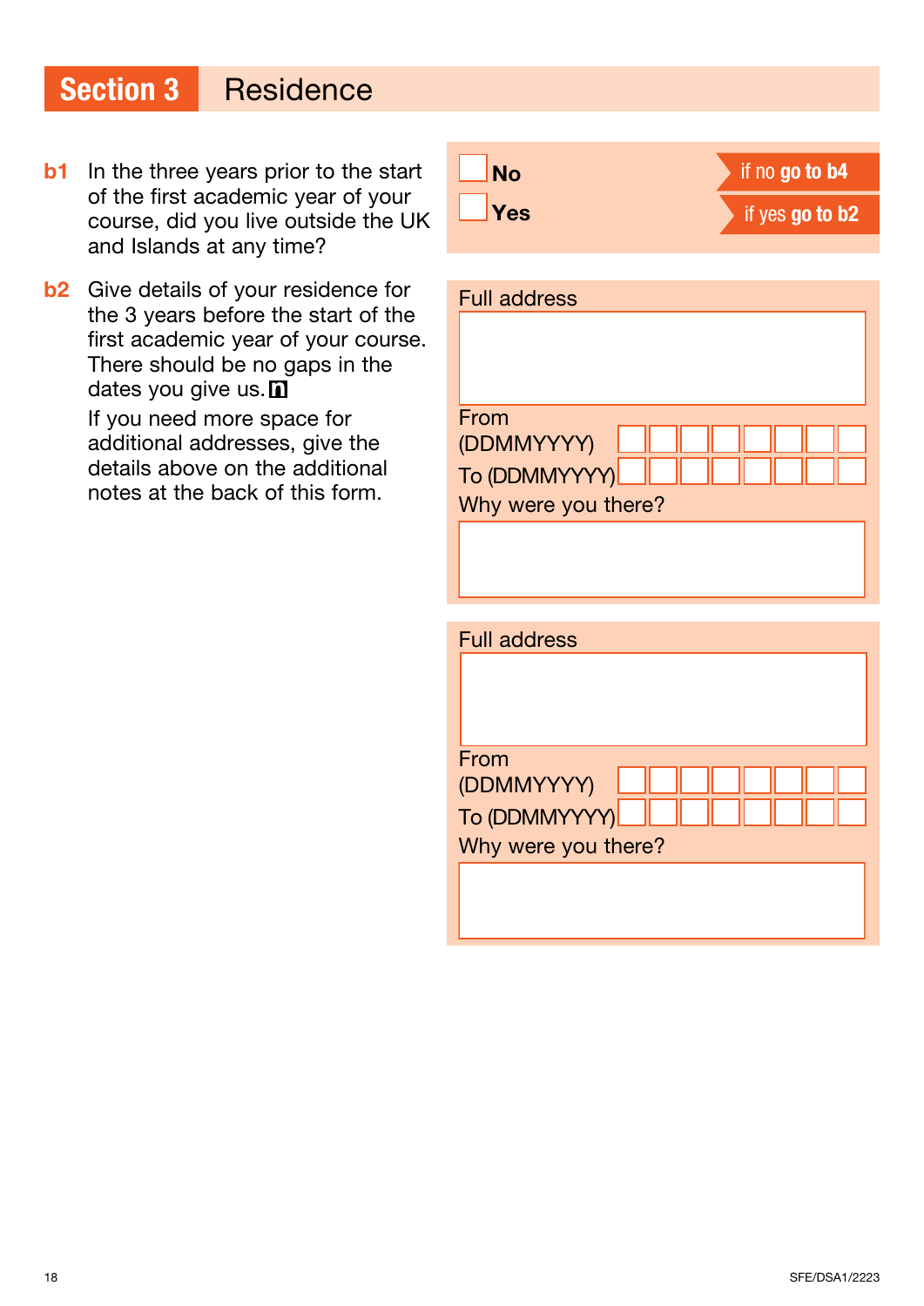# Section 3 Residence

**b1** In the three years prior to the start of the first academic year of your course, did you live outside the UK and Islands at any time?

- ☐ **No** — if no **go to b4**
- ☐ **Yes** — if yes **go to b2**

**b2** Give details of your residence for the 3 years before the start of the first academic year of your course. There should be no gaps in the dates you give us.

If you need more space for additional addresses, give the details above on the additional notes at the back of this form.

Full address

From (DDMMYYYY) ☐☐☐☐☐☐☐☐

To (DDMMYYYY) ☐☐☐☐☐☐☐☐

Why were you there?

Full address

From (DDMMYYYY) ☐☐☐☐☐☐☐☐

To (DDMMYYYY) ☐☐☐☐☐☐☐☐

Why were you there?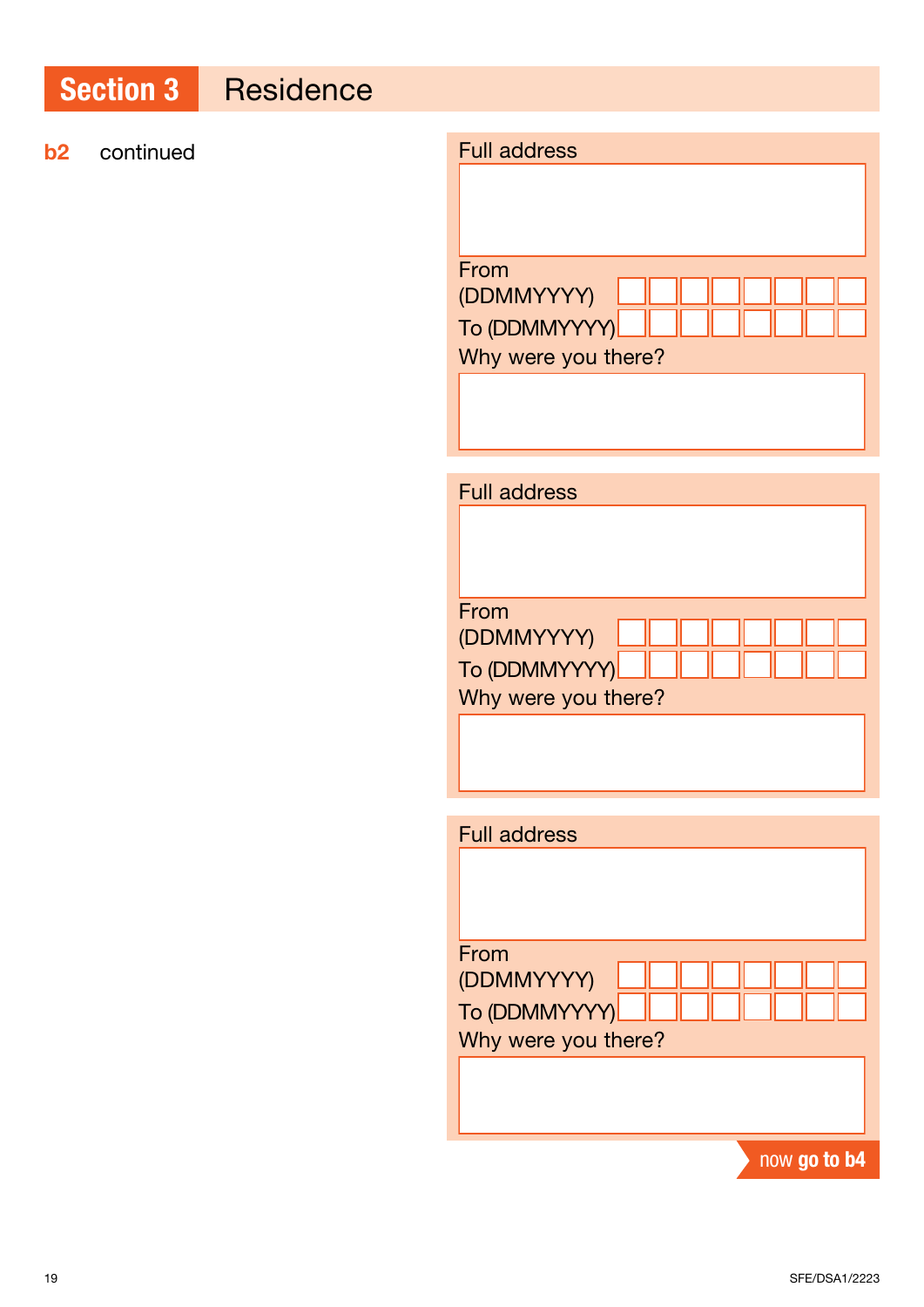## Section 3 Residence

**b2** continued

Full address

From (DDMMYYYY)

To (DDMMYYYY)

Why were you there?

Full address

From (DDMMYYYY)

To (DDMMYYYY)

Why were you there?

Full address

From (DDMMYYYY)

To (DDMMYYYY)

Why were you there?

now **go to b4**

SFE/DSA1/2223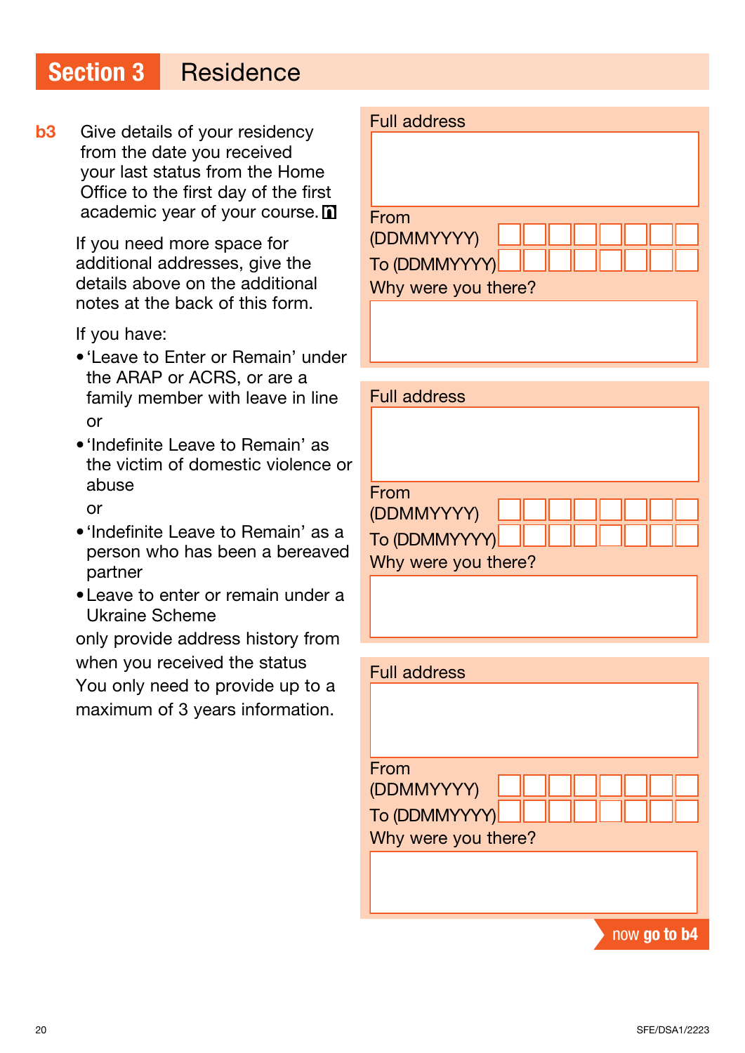## Section 3 Residence

**b3** Give details of your residency from the date you received your last status from the Home Office to the first day of the first academic year of your course.

If you need more space for additional addresses, give the details above on the additional notes at the back of this form.

If you have:

- 'Leave to Enter or Remain' under the ARAP or ACRS, or are a family member with leave in line

  or

- 'Indefinite Leave to Remain' as the victim of domestic violence or abuse

  or

- 'Indefinite Leave to Remain' as a person who has been a bereaved partner
- Leave to enter or remain under a Ukraine Scheme

only provide address history from when you received the status

You only need to provide up to a maximum of 3 years information.

Full address

From (DDMMYYYY)

To (DDMMYYYY)

Why were you there?

Full address

From (DDMMYYYY)

To (DDMMYYYY)

Why were you there?

Full address

From (DDMMYYYY)

To (DDMMYYYY)

Why were you there?

now **go to b4**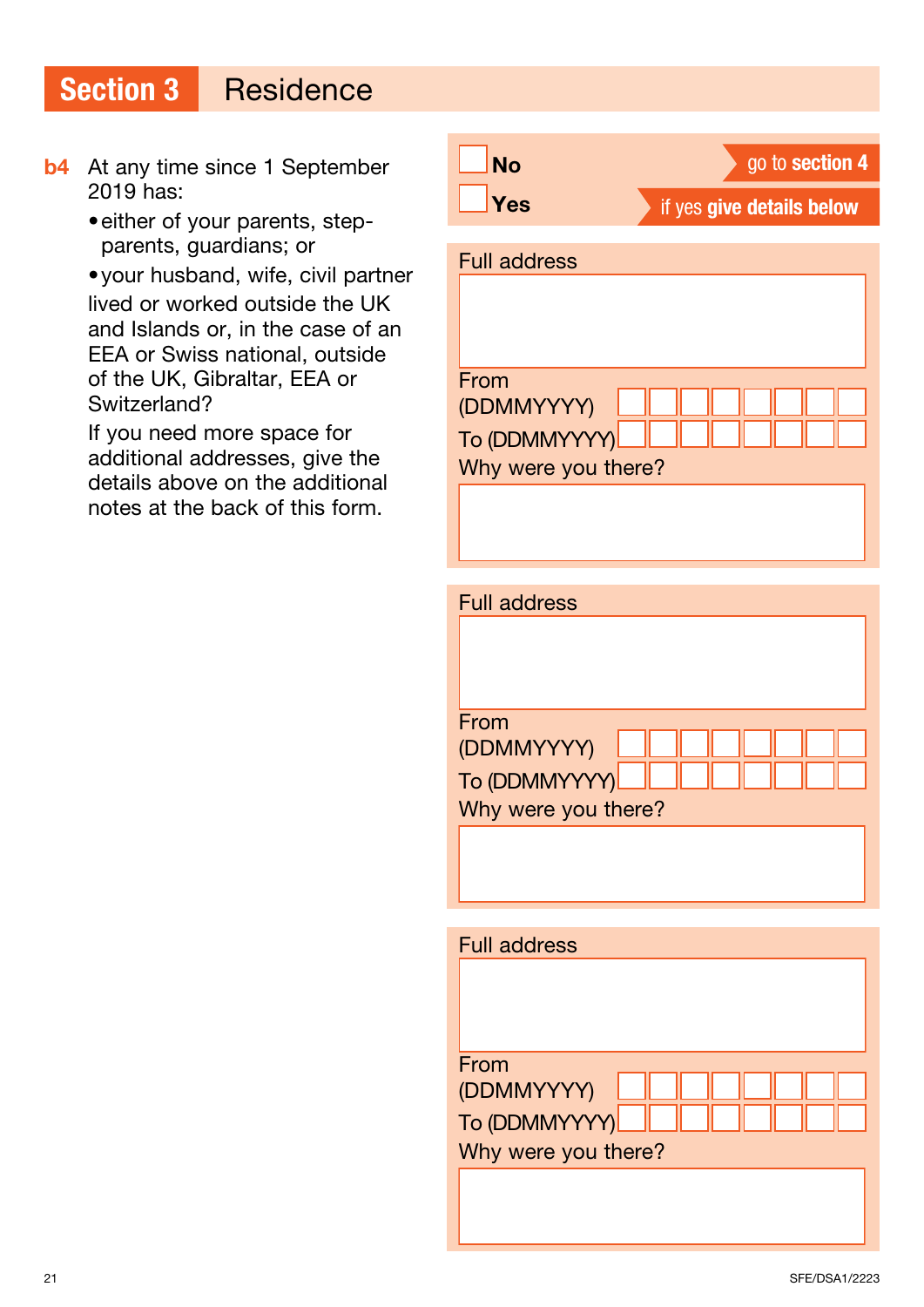# Section 3 Residence

**b4** At any time since 1 September 2019 has:

- either of your parents, step-parents, guardians; or
- your husband, wife, civil partner

lived or worked outside the UK and Islands or, in the case of an EEA or Swiss national, outside of the UK, Gibraltar, EEA or Switzerland?

If you need more space for additional addresses, give the details above on the additional notes at the back of this form.

☐ **No** — go to **section 4**

☐ **Yes** — if yes **give details below**

Full address

From (DDMMYYYY) ☐☐☐☐☐☐☐☐

To (DDMMYYYY) ☐☐☐☐☐☐☐☐

Why were you there?

Full address

From (DDMMYYYY) ☐☐☐☐☐☐☐☐

To (DDMMYYYY) ☐☐☐☐☐☐☐☐

Why were you there?

Full address

From (DDMMYYYY) ☐☐☐☐☐☐☐☐

To (DDMMYYYY) ☐☐☐☐☐☐☐☐

Why were you there?

SFE/DSA1/2223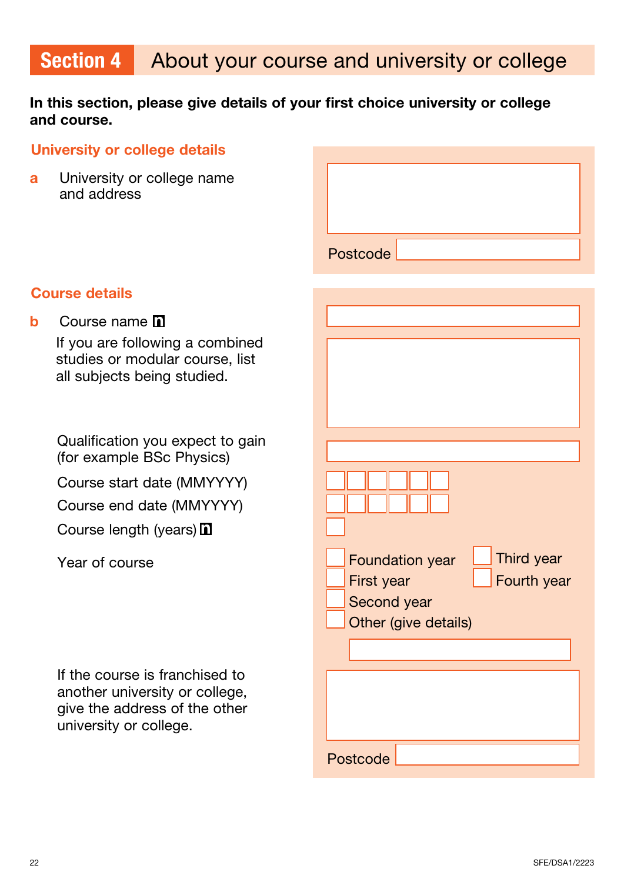# Section 4 About your course and university or college

**In this section, please give details of your first choice university or college and course.**

## University or college details

**a** University or college name and address

Postcode

## Course details

**b** Course name

If you are following a combined studies or modular course, list all subjects being studied.

Qualification you expect to gain (for example BSc Physics)

Course start date (MMYYYY)

Course end date (MMYYYY)

Course length (years)

Year of course

- Foundation year
- First year
- Second year
- Third year
- Fourth year
- Other (give details)

If the course is franchised to another university or college, give the address of the other university or college.

Postcode

SFE/DSA1/2223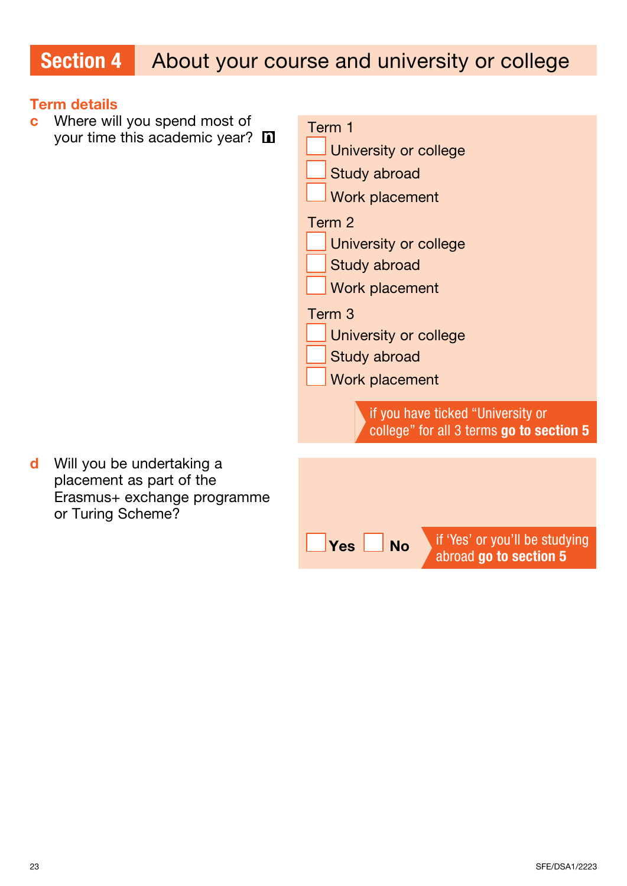## Section 4 About your course and university or college

### Term details

**c** Where will you spend most of your time this academic year? **n**

Term 1
- [ ] University or college
- [ ] Study abroad
- [ ] Work placement

Term 2
- [ ] University or college
- [ ] Study abroad
- [ ] Work placement

Term 3
- [ ] University or college
- [ ] Study abroad
- [ ] Work placement

if you have ticked "University or college" for all 3 terms **go to section 5**

**d** Will you be undertaking a placement as part of the Erasmus+ exchange programme or Turing Scheme?

- [ ] **Yes**
- [ ] **No**

if 'Yes' or you'll be studying abroad **go to section 5**

SFE/DSA1/2223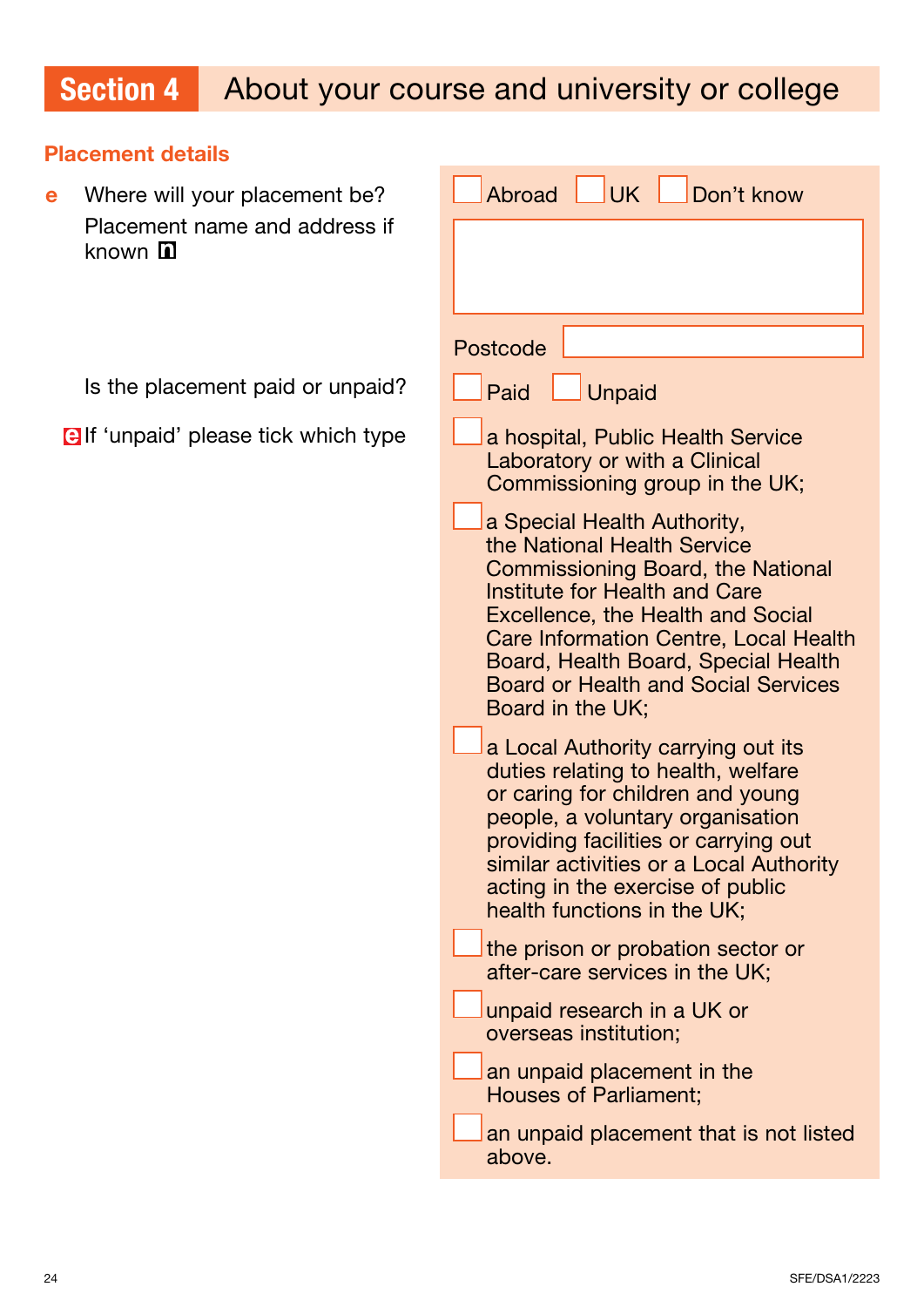## Section 4 About your course and university or college

### Placement details

**e** Where will your placement be?

☐ Abroad ☐ UK ☐ Don't know

Placement name and address if known

Postcode

Is the placement paid or unpaid?

☐ Paid ☐ Unpaid

If 'unpaid' please tick which type

- ☐ a hospital, Public Health Service Laboratory or with a Clinical Commissioning group in the UK;
- ☐ a Special Health Authority, the National Health Service Commissioning Board, the National Institute for Health and Care Excellence, the Health and Social Care Information Centre, Local Health Board, Health Board, Special Health Board or Health and Social Services Board in the UK;
- ☐ a Local Authority carrying out its duties relating to health, welfare or caring for children and young people, a voluntary organisation providing facilities or carrying out similar activities or a Local Authority acting in the exercise of public health functions in the UK;
- ☐ the prison or probation sector or after-care services in the UK;
- ☐ unpaid research in a UK or overseas institution;
- ☐ an unpaid placement in the Houses of Parliament;
- ☐ an unpaid placement that is not listed above.

SFE/DSA1/2223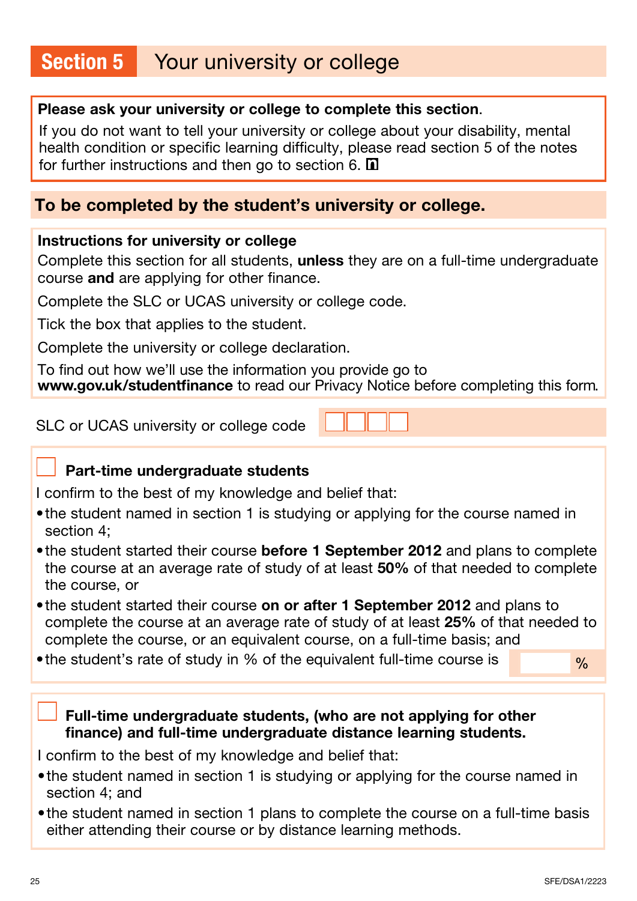# Section 5 Your university or college

**Please ask your university or college to complete this section.**

If you do not want to tell your university or college about your disability, mental health condition or specific learning difficulty, please read section 5 of the notes for further instructions and then go to section 6.

## To be completed by the student's university or college.

**Instructions for university or college**

Complete this section for all students, **unless** they are on a full-time undergraduate course **and** are applying for other finance.

Complete the SLC or UCAS university or college code.

Tick the box that applies to the student.

Complete the university or college declaration.

To find out how we'll use the information you provide go to **www.gov.uk/studentfinance** to read our Privacy Notice before completing this form.

SLC or UCAS university or college code ☐☐☐☐

☐ **Part-time undergraduate students**

I confirm to the best of my knowledge and belief that:

- the student named in section 1 is studying or applying for the course named in section 4;
- the student started their course **before 1 September 2012** and plans to complete the course at an average rate of study of at least **50%** of that needed to complete the course, or
- the student started their course **on or after 1 September 2012** and plans to complete the course at an average rate of study of at least **25%** of that needed to complete the course, or an equivalent course, on a full-time basis; and
- the student's rate of study in % of the equivalent full-time course is ______ %

☐ **Full-time undergraduate students, (who are not applying for other finance) and full-time undergraduate distance learning students.**

I confirm to the best of my knowledge and belief that:

- the student named in section 1 is studying or applying for the course named in section 4; and
- the student named in section 1 plans to complete the course on a full-time basis either attending their course or by distance learning methods.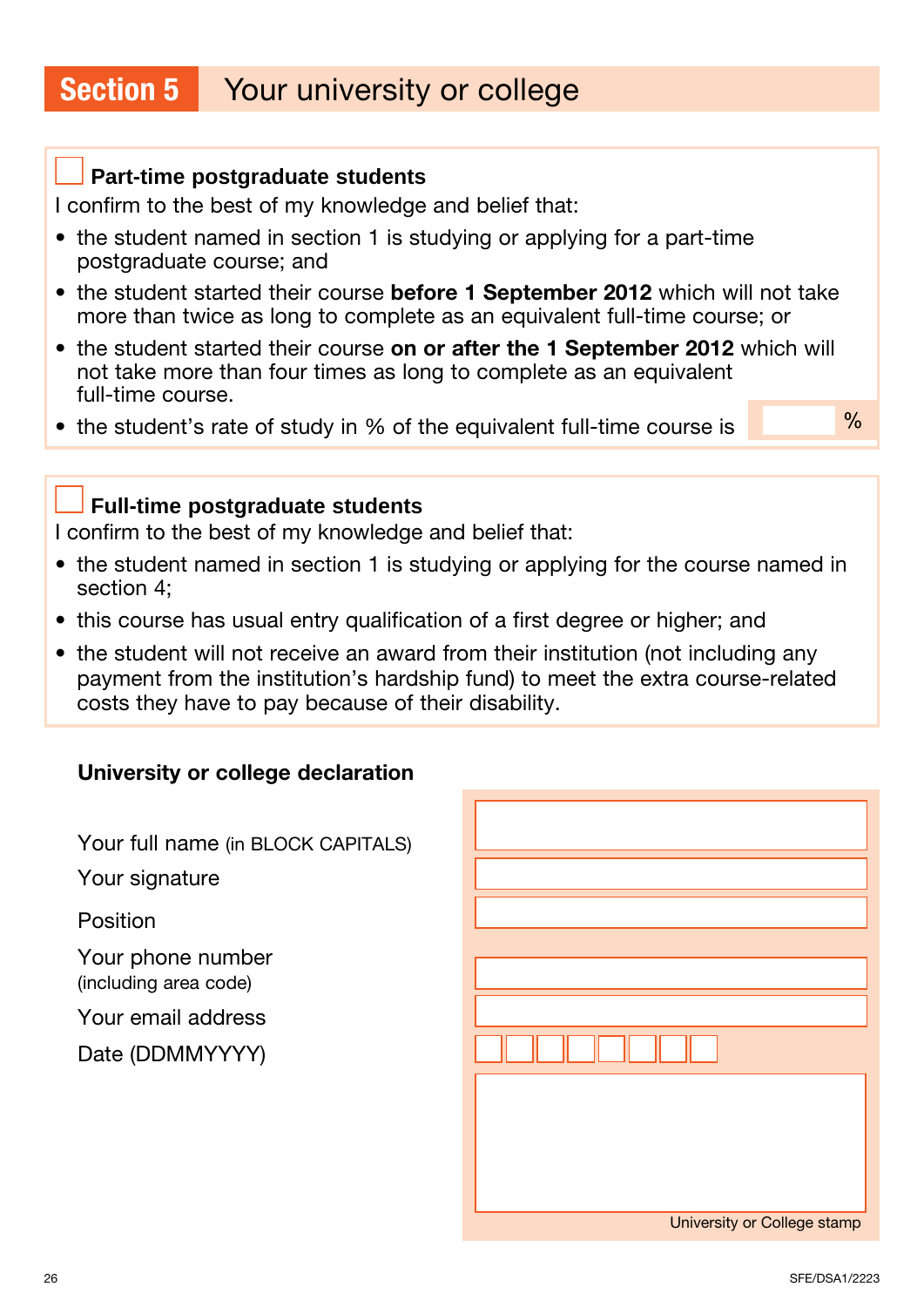## Section 5 Your university or college

☐ **Part-time postgraduate students**

I confirm to the best of my knowledge and belief that:

- the student named in section 1 is studying or applying for a part-time postgraduate course; and
- the student started their course **before 1 September 2012** which will not take more than twice as long to complete as an equivalent full-time course; or
- the student started their course **on or after the 1 September 2012** which will not take more than four times as long to complete as an equivalent full-time course.
- the student's rate of study in % of the equivalent full-time course is ______ %

☐ **Full-time postgraduate students**

I confirm to the best of my knowledge and belief that:

- the student named in section 1 is studying or applying for the course named in section 4;
- this course has usual entry qualification of a first degree or higher; and
- the student will not receive an award from their institution (not including any payment from the institution's hardship fund) to meet the extra course-related costs they have to pay because of their disability.

**University or college declaration**

Your full name (in BLOCK CAPITALS) ______

Your signature ______

Position ______

Your phone number (including area code) ______

Your email address ______

Date (DDMMYYYY) ☐☐☐☐☐☐☐☐

University or College stamp

SFE/DSA1/2223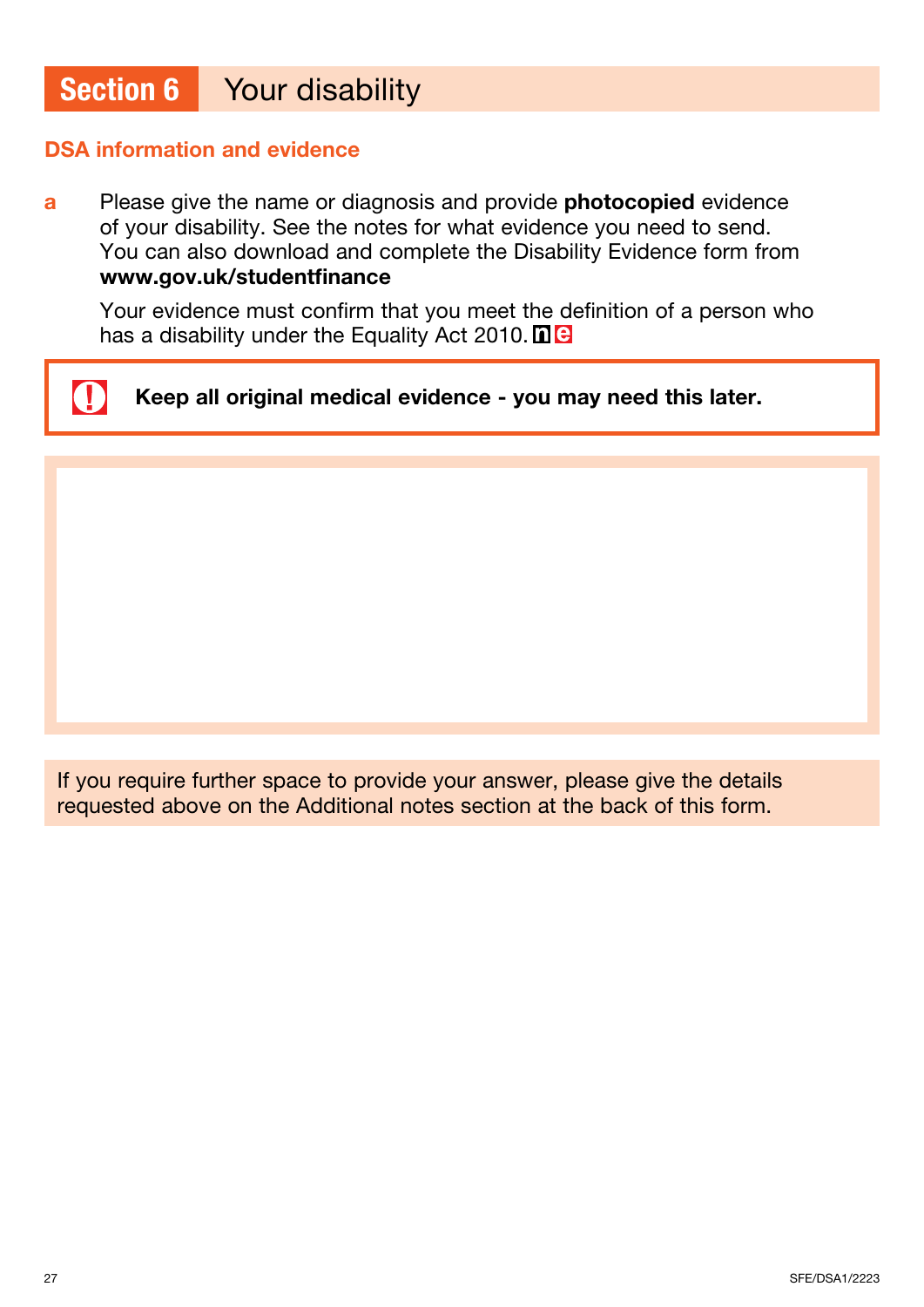# Section 6 Your disability

## DSA information and evidence

**a** Please give the name or diagnosis and provide **photocopied** evidence of your disability. See the notes for what evidence you need to send. You can also download and complete the Disability Evidence form from **www.gov.uk/studentfinance**

Your evidence must confirm that you meet the definition of a person who has a disability under the Equality Act 2010. n e

**Keep all original medical evidence - you may need this later.**

If you require further space to provide your answer, please give the details requested above on the Additional notes section at the back of this form.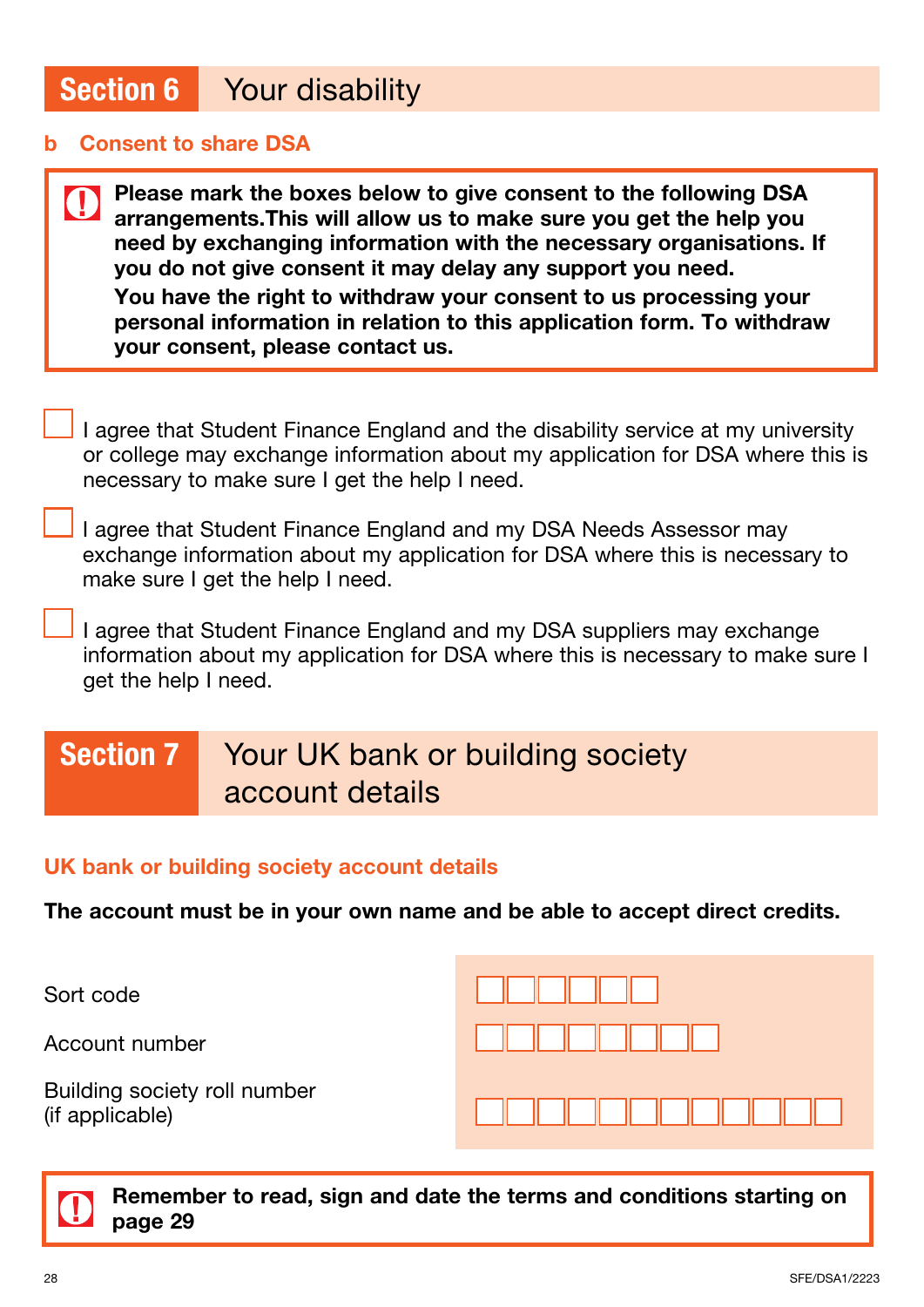# Section 6 Your disability

## b Consent to share DSA

**Please mark the boxes below to give consent to the following DSA arrangements.This will allow us to make sure you get the help you need by exchanging information with the necessary organisations. If you do not give consent it may delay any support you need.**

**You have the right to withdraw your consent to us processing your personal information in relation to this application form. To withdraw your consent, please contact us.**

☐ I agree that Student Finance England and the disability service at my university or college may exchange information about my application for DSA where this is necessary to make sure I get the help I need.

☐ I agree that Student Finance England and my DSA Needs Assessor may exchange information about my application for DSA where this is necessary to make sure I get the help I need.

☐ I agree that Student Finance England and my DSA suppliers may exchange information about my application for DSA where this is necessary to make sure I get the help I need.

# Section 7 Your UK bank or building society account details

## UK bank or building society account details

**The account must be in your own name and be able to accept direct credits.**

| | |
|---|---|
| Sort code | ☐☐☐☐☐☐ |
| Account number | ☐☐☐☐☐☐☐☐ |
| Building society roll number (if applicable) | ☐☐☐☐☐☐☐☐☐☐☐☐ |

**Remember to read, sign and date the terms and conditions starting on page 29**

SFE/DSA1/2223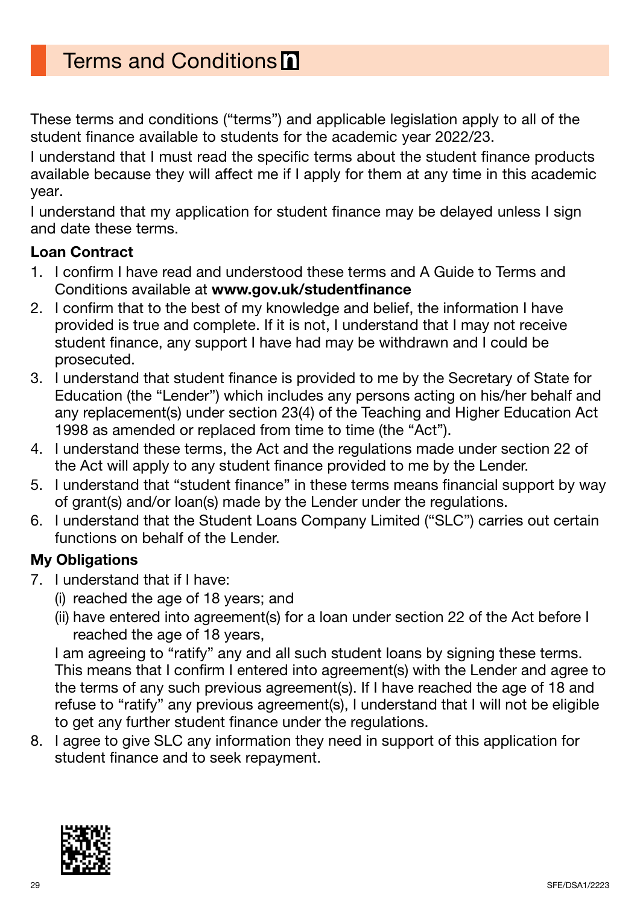# Terms and Conditions n

These terms and conditions ("terms") and applicable legislation apply to all of the student finance available to students for the academic year 2022/23.

I understand that I must read the specific terms about the student finance products available because they will affect me if I apply for them at any time in this academic year.

I understand that my application for student finance may be delayed unless I sign and date these terms.

**Loan Contract**

1. I confirm I have read and understood these terms and A Guide to Terms and Conditions available at **www.gov.uk/studentfinance**
2. I confirm that to the best of my knowledge and belief, the information I have provided is true and complete. If it is not, I understand that I may not receive student finance, any support I have had may be withdrawn and I could be prosecuted.
3. I understand that student finance is provided to me by the Secretary of State for Education (the "Lender") which includes any persons acting on his/her behalf and any replacement(s) under section 23(4) of the Teaching and Higher Education Act 1998 as amended or replaced from time to time (the "Act").
4. I understand these terms, the Act and the regulations made under section 22 of the Act will apply to any student finance provided to me by the Lender.
5. I understand that "student finance" in these terms means financial support by way of grant(s) and/or loan(s) made by the Lender under the regulations.
6. I understand that the Student Loans Company Limited ("SLC") carries out certain functions on behalf of the Lender.

**My Obligations**

7. I understand that if I have:
   (i) reached the age of 18 years; and
   (ii) have entered into agreement(s) for a loan under section 22 of the Act before I reached the age of 18 years,

   I am agreeing to "ratify" any and all such student loans by signing these terms. This means that I confirm I entered into agreement(s) with the Lender and agree to the terms of any such previous agreement(s). If I have reached the age of 18 and refuse to "ratify" any previous agreement(s), I understand that I will not be eligible to get any further student finance under the regulations.
8. I agree to give SLC any information they need in support of this application for student finance and to seek repayment.

SFE/DSA1/2223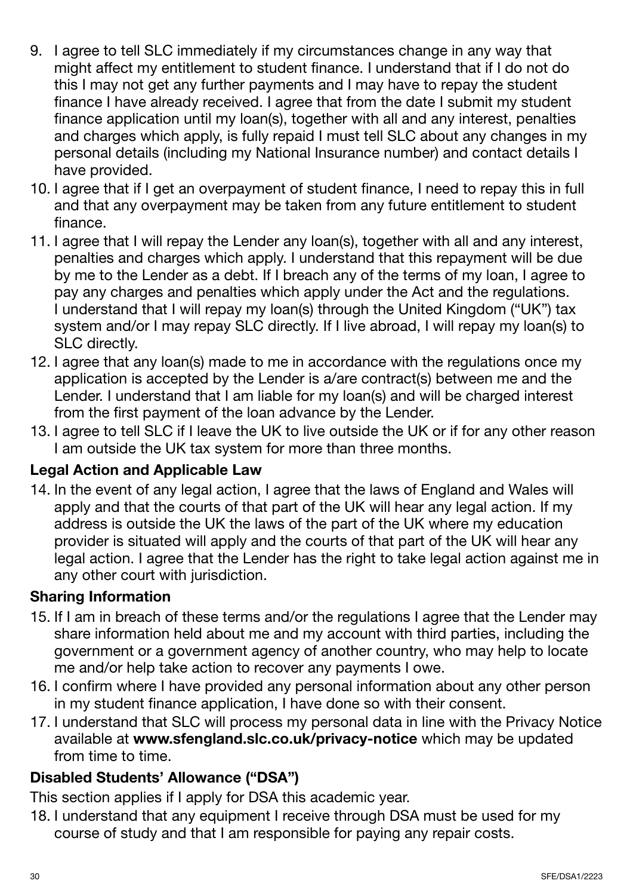9. I agree to tell SLC immediately if my circumstances change in any way that might affect my entitlement to student finance. I understand that if I do not do this I may not get any further payments and I may have to repay the student finance I have already received. I agree that from the date I submit my student finance application until my loan(s), together with all and any interest, penalties and charges which apply, is fully repaid I must tell SLC about any changes in my personal details (including my National Insurance number) and contact details I have provided.
10. I agree that if I get an overpayment of student finance, I need to repay this in full and that any overpayment may be taken from any future entitlement to student finance.
11. I agree that I will repay the Lender any loan(s), together with all and any interest, penalties and charges which apply. I understand that this repayment will be due by me to the Lender as a debt. If I breach any of the terms of my loan, I agree to pay any charges and penalties which apply under the Act and the regulations. I understand that I will repay my loan(s) through the United Kingdom ("UK") tax system and/or I may repay SLC directly. If I live abroad, I will repay my loan(s) to SLC directly.
12. I agree that any loan(s) made to me in accordance with the regulations once my application is accepted by the Lender is a/are contract(s) between me and the Lender. I understand that I am liable for my loan(s) and will be charged interest from the first payment of the loan advance by the Lender.
13. I agree to tell SLC if I leave the UK to live outside the UK or if for any other reason I am outside the UK tax system for more than three months.

**Legal Action and Applicable Law**

14. In the event of any legal action, I agree that the laws of England and Wales will apply and that the courts of that part of the UK will hear any legal action. If my address is outside the UK the laws of the part of the UK where my education provider is situated will apply and the courts of that part of the UK will hear any legal action. I agree that the Lender has the right to take legal action against me in any other court with jurisdiction.

**Sharing Information**

15. If I am in breach of these terms and/or the regulations I agree that the Lender may share information held about me and my account with third parties, including the government or a government agency of another country, who may help to locate me and/or help take action to recover any payments I owe.
16. I confirm where I have provided any personal information about any other person in my student finance application, I have done so with their consent.
17. I understand that SLC will process my personal data in line with the Privacy Notice available at **www.sfengland.slc.co.uk/privacy-notice** which may be updated from time to time.

**Disabled Students' Allowance ("DSA")**

This section applies if I apply for DSA this academic year.

18. I understand that any equipment I receive through DSA must be used for my course of study and that I am responsible for paying any repair costs.

SFE/DSA1/2223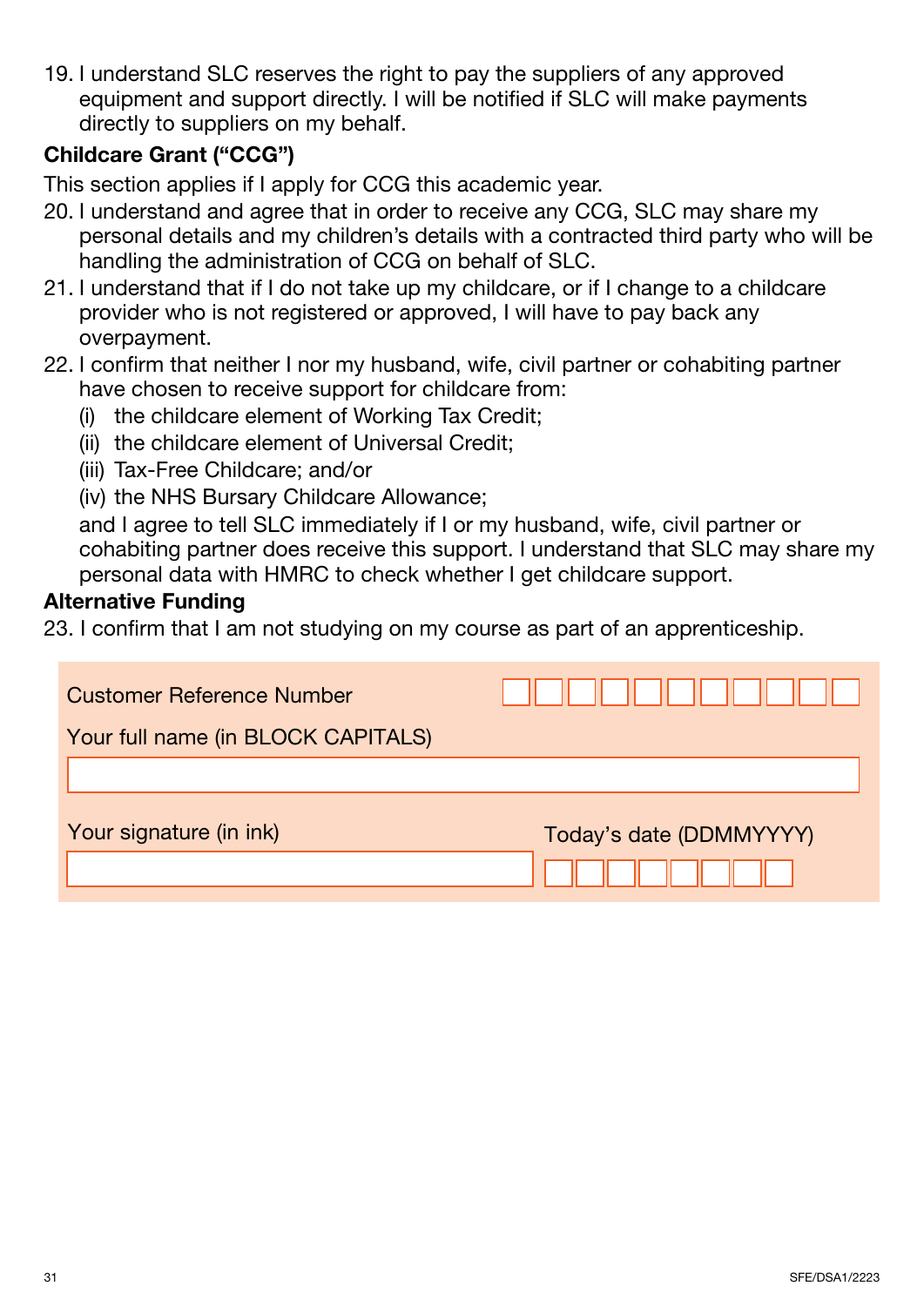19. I understand SLC reserves the right to pay the suppliers of any approved equipment and support directly. I will be notified if SLC will make payments directly to suppliers on my behalf.

**Childcare Grant ("CCG")**

This section applies if I apply for CCG this academic year.

20. I understand and agree that in order to receive any CCG, SLC may share my personal details and my children's details with a contracted third party who will be handling the administration of CCG on behalf of SLC.
21. I understand that if I do not take up my childcare, or if I change to a childcare provider who is not registered or approved, I will have to pay back any overpayment.
22. I confirm that neither I nor my husband, wife, civil partner or cohabiting partner have chosen to receive support for childcare from:
    (i) the childcare element of Working Tax Credit;
    (ii) the childcare element of Universal Credit;
    (iii) Tax-Free Childcare; and/or
    (iv) the NHS Bursary Childcare Allowance;
    and I agree to tell SLC immediately if I or my husband, wife, civil partner or cohabiting partner does receive this support. I understand that SLC may share my personal data with HMRC to check whether I get childcare support.

**Alternative Funding**

23. I confirm that I am not studying on my course as part of an apprenticeship.

Customer Reference Number ☐☐☐☐☐☐☐☐☐☐☐

Your full name (in BLOCK CAPITALS)

Your signature (in ink)

Today's date (DDMMYYYY) ☐☐☐☐☐☐☐☐

SFE/DSA1/2223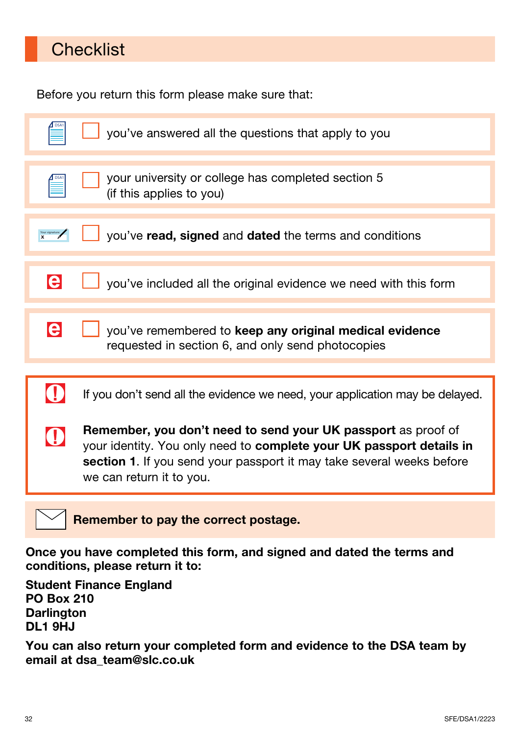# Checklist

Before you return this form please make sure that:

- [ ] you've answered all the questions that apply to you
- [ ] your university or college has completed section 5 (if this applies to you)
- [ ] you've **read, signed** and **dated** the terms and conditions
- [ ] you've included all the original evidence we need with this form
- [ ] you've remembered to **keep any original medical evidence** requested in section 6, and only send photocopies

If you don't send all the evidence we need, your application may be delayed.

**Remember, you don't need to send your UK passport** as proof of your identity. You only need to **complete your UK passport details in section 1**. If you send your passport it may take several weeks before we can return it to you.

**Remember to pay the correct postage.**

**Once you have completed this form, and signed and dated the terms and conditions, please return it to:**

**Student Finance England**
**PO Box 210**
**Darlington**
**DL1 9HJ**

**You can also return your completed form and evidence to the DSA team by email at dsa_team@slc.co.uk**

SFE/DSA1/2223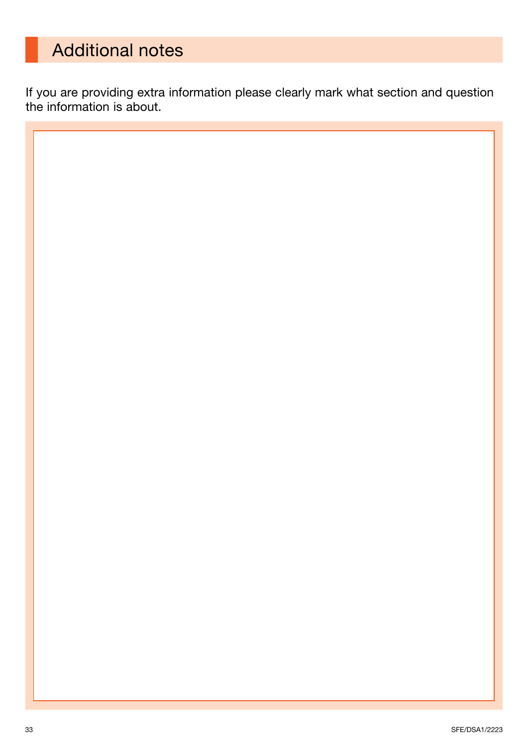## Additional notes

If you are providing extra information please clearly mark what section and question the information is about.